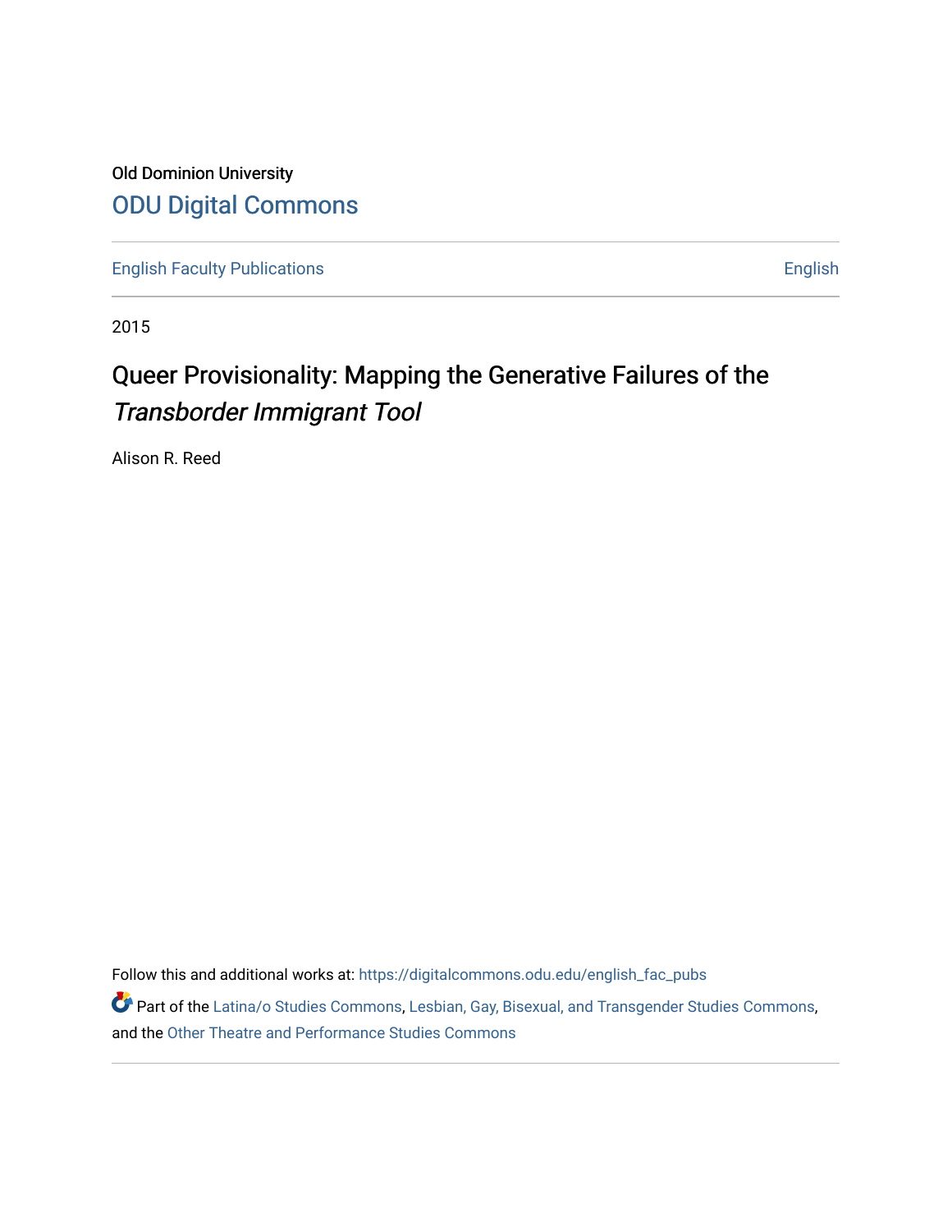Old Dominion University

# ODU Digital Commons

English Faculty Publications | English

2015

## Queer Provisionality: Mapping the Generative Failures of the *Transborder Immigrant Tool*

Alison R. Reed

Follow this and additional works at: https://digitalcommons.odu.edu/english_fac_pubs

Part of the Latina/o Studies Commons, Lesbian, Gay, Bisexual, and Transgender Studies Commons, and the Other Theatre and Performance Studies Commons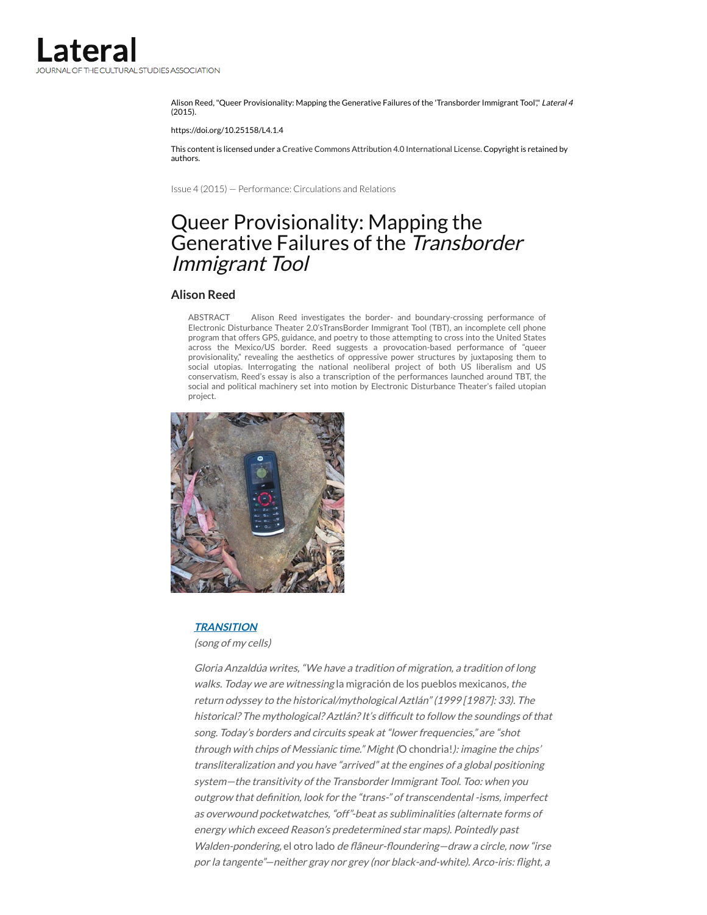Alison Reed, "Queer Provisionality: Mapping the Generative Failures of the 'Transborder Immigrant Tool'," *Lateral 4* (2015).

https://doi.org/10.25158/L4.1.4

This content is licensed under a Creative Commons Attribution 4.0 International License. Copyright is retained by authors.

Issue 4 (2015) — Performance: Circulations and Relations

# Queer Provisionality: Mapping the Generative Failures of the *Transborder Immigrant Tool*

## Alison Reed

ABSTRACT Alison Reed investigates the border- and boundary-crossing performance of Electronic Disturbance Theater 2.0'sTransBorder Immigrant Tool (TBT), an incomplete cell phone program that offers GPS, guidance, and poetry to those attempting to cross into the United States across the Mexico/US border. Reed suggests a provocation-based performance of "queer provisionality," revealing the aesthetics of oppressive power structures by juxtaposing them to social utopias. Interrogating the national neoliberal project of both US liberalism and US conservatism, Reed's essay is also a transcription of the performances launched around TBT, the social and political machinery set into motion by Electronic Disturbance Theater's failed utopian project.

***TRANSITION***

*(song of my cells)*

*Gloria Anzaldúa writes, "We have a tradition of migration, a tradition of long walks. Today we are witnessing* la migración de los pueblos mexicanos, *the return odyssey to the historical/mythological Aztlán" (1999 [1987]: 33). The historical? The mythological? Aztlán? It's difficult to follow the soundings of that song. Today's borders and circuits speak at "lower frequencies," are "shot through with chips of Messianic time." Might (*O chondria!*): imagine the chips' transliteralization and you have "arrived" at the engines of a global positioning system—the transitivity of the Transborder Immigrant Tool. Too: when you outgrow that definition, look for the "trans-" of transcendental -isms, imperfect as overwound pocketwatches, "off"-beat as subliminalities (alternate forms of energy which exceed Reason's predetermined star maps). Pointedly past Walden-pondering,* el otro lado *de flâneur-floundering—draw a circle, now "irse por la tangente"—neither gray nor grey (nor black-and-white). Arco-iris: flight, a*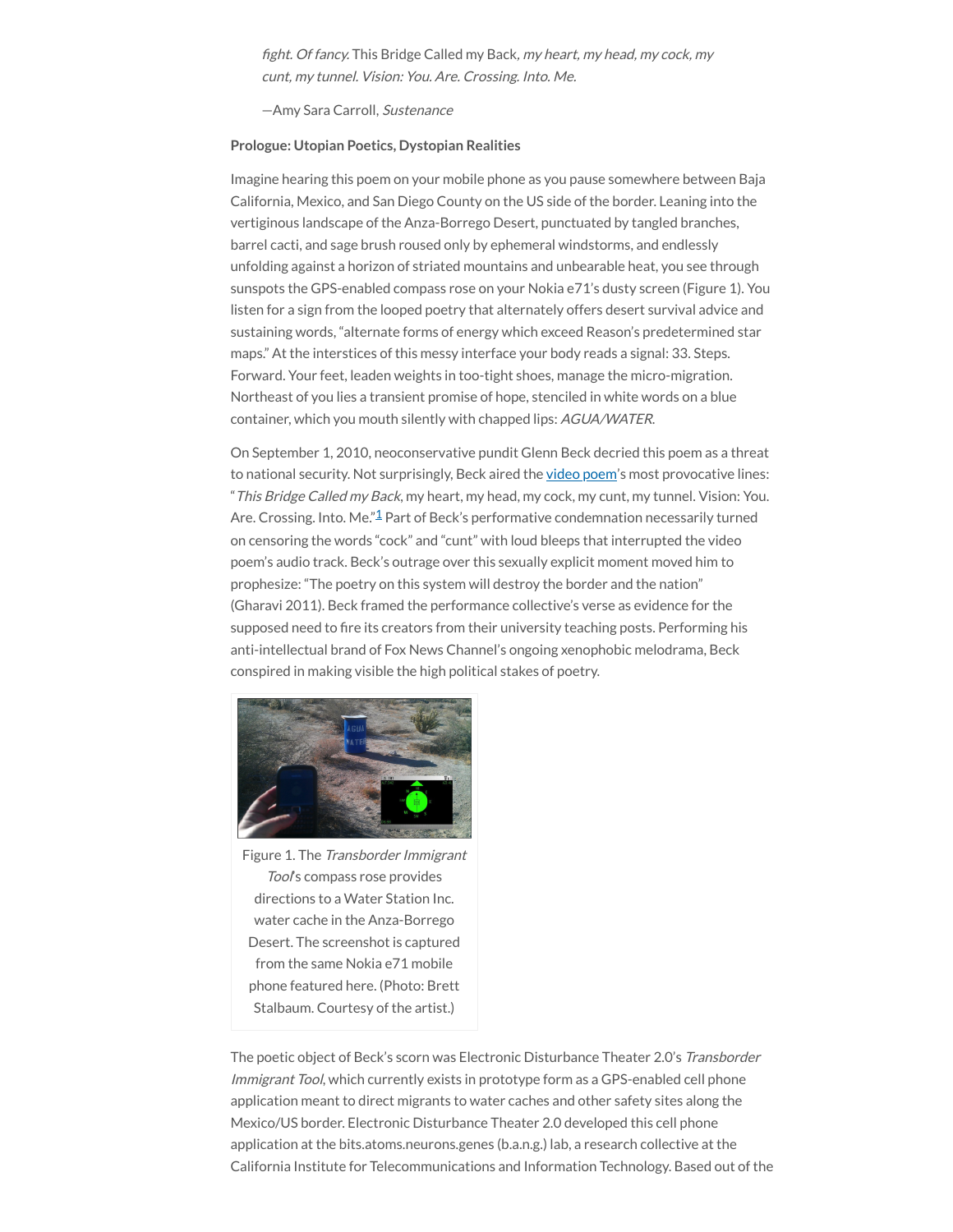*fight. Of fancy.* This Bridge Called my Back, *my heart, my head, my cock, my cunt, my tunnel. Vision: You. Are. Crossing. Into. Me.*

—Amy Sara Carroll, *Sustenance*

**Prologue: Utopian Poetics, Dystopian Realities**

Imagine hearing this poem on your mobile phone as you pause somewhere between Baja California, Mexico, and San Diego County on the US side of the border. Leaning into the vertiginous landscape of the Anza-Borrego Desert, punctuated by tangled branches, barrel cacti, and sage brush roused only by ephemeral windstorms, and endlessly unfolding against a horizon of striated mountains and unbearable heat, you see through sunspots the GPS-enabled compass rose on your Nokia e71's dusty screen (Figure 1). You listen for a sign from the looped poetry that alternately offers desert survival advice and sustaining words, "alternate forms of energy which exceed Reason's predetermined star maps." At the interstices of this messy interface your body reads a signal: 33. Steps. Forward. Your feet, leaden weights in too-tight shoes, manage the micro-migration. Northeast of you lies a transient promise of hope, stenciled in white words on a blue container, which you mouth silently with chapped lips: *AGUA/WATER*.

On September 1, 2010, neoconservative pundit Glenn Beck decried this poem as a threat to national security. Not surprisingly, Beck aired the video poem's most provocative lines: "*This Bridge Called my Back*, my heart, my head, my cock, my cunt, my tunnel. Vision: You. Are. Crossing. Into. Me."[1] Part of Beck's performative condemnation necessarily turned on censoring the words "cock" and "cunt" with loud bleeps that interrupted the video poem's audio track. Beck's outrage over this sexually explicit moment moved him to prophesize: "The poetry on this system will destroy the border and the nation" (Gharavi 2011). Beck framed the performance collective's verse as evidence for the supposed need to fire its creators from their university teaching posts. Performing his anti-intellectual brand of Fox News Channel's ongoing xenophobic melodrama, Beck conspired in making visible the high political stakes of poetry.

Figure 1. The *Transborder Immigrant Tool*'s compass rose provides directions to a Water Station Inc. water cache in the Anza-Borrego Desert. The screenshot is captured from the same Nokia e71 mobile phone featured here. (Photo: Brett Stalbaum. Courtesy of the artist.)

The poetic object of Beck's scorn was Electronic Disturbance Theater 2.0's *Transborder Immigrant Tool*, which currently exists in prototype form as a GPS-enabled cell phone application meant to direct migrants to water caches and other safety sites along the Mexico/US border. Electronic Disturbance Theater 2.0 developed this cell phone application at the bits.atoms.neurons.genes (b.a.n.g.) lab, a research collective at the California Institute for Telecommunications and Information Technology. Based out of the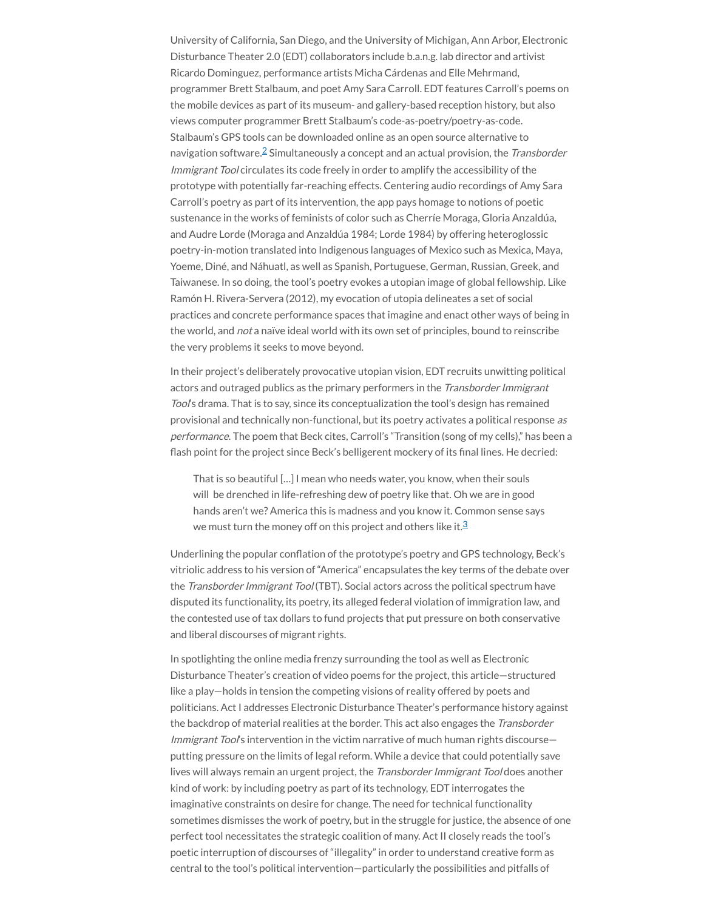University of California, San Diego, and the University of Michigan, Ann Arbor, Electronic Disturbance Theater 2.0 (EDT) collaborators include b.a.n.g. lab director and artivist Ricardo Dominguez, performance artists Micha Cárdenas and Elle Mehrmand, programmer Brett Stalbaum, and poet Amy Sara Carroll. EDT features Carroll's poems on the mobile devices as part of its museum- and gallery-based reception history, but also views computer programmer Brett Stalbaum's code-as-poetry/poetry-as-code. Stalbaum's GPS tools can be downloaded online as an open source alternative to navigation software.[2] Simultaneously a concept and an actual provision, the *Transborder Immigrant Tool* circulates its code freely in order to amplify the accessibility of the prototype with potentially far-reaching effects. Centering audio recordings of Amy Sara Carroll's poetry as part of its intervention, the app pays homage to notions of poetic sustenance in the works of feminists of color such as Cherríe Moraga, Gloria Anzaldúa, and Audre Lorde (Moraga and Anzaldúa 1984; Lorde 1984) by offering heteroglossic poetry-in-motion translated into Indigenous languages of Mexico such as Mexica, Maya, Yoeme, Diné, and Náhuatl, as well as Spanish, Portuguese, German, Russian, Greek, and Taiwanese. In so doing, the tool's poetry evokes a utopian image of global fellowship. Like Ramón H. Rivera-Servera (2012), my evocation of utopia delineates a set of social practices and concrete performance spaces that imagine and enact other ways of being in the world, and *not* a naïve ideal world with its own set of principles, bound to reinscribe the very problems it seeks to move beyond.

In their project's deliberately provocative utopian vision, EDT recruits unwitting political actors and outraged publics as the primary performers in the *Transborder Immigrant Tool*'s drama. That is to say, since its conceptualization the tool's design has remained provisional and technically non-functional, but its poetry activates a political response *as performance*. The poem that Beck cites, Carroll's "Transition (song of my cells)," has been a flash point for the project since Beck's belligerent mockery of its final lines. He decried:

> That is so beautiful […] I mean who needs water, you know, when their souls will be drenched in life-refreshing dew of poetry like that. Oh we are in good hands aren't we? America this is madness and you know it. Common sense says we must turn the money off on this project and others like it.[3]

Underlining the popular conflation of the prototype's poetry and GPS technology, Beck's vitriolic address to his version of "America" encapsulates the key terms of the debate over the *Transborder Immigrant Tool* (TBT). Social actors across the political spectrum have disputed its functionality, its poetry, its alleged federal violation of immigration law, and the contested use of tax dollars to fund projects that put pressure on both conservative and liberal discourses of migrant rights.

In spotlighting the online media frenzy surrounding the tool as well as Electronic Disturbance Theater's creation of video poems for the project, this article—structured like a play—holds in tension the competing visions of reality offered by poets and politicians. Act I addresses Electronic Disturbance Theater's performance history against the backdrop of material realities at the border. This act also engages the *Transborder Immigrant Tool*'s intervention in the victim narrative of much human rights discourse—putting pressure on the limits of legal reform. While a device that could potentially save lives will always remain an urgent project, the *Transborder Immigrant Tool* does another kind of work: by including poetry as part of its technology, EDT interrogates the imaginative constraints on desire for change. The need for technical functionality sometimes dismisses the work of poetry, but in the struggle for justice, the absence of one perfect tool necessitates the strategic coalition of many. Act II closely reads the tool's poetic interruption of discourses of "illegality" in order to understand creative form as central to the tool's political intervention—particularly the possibilities and pitfalls of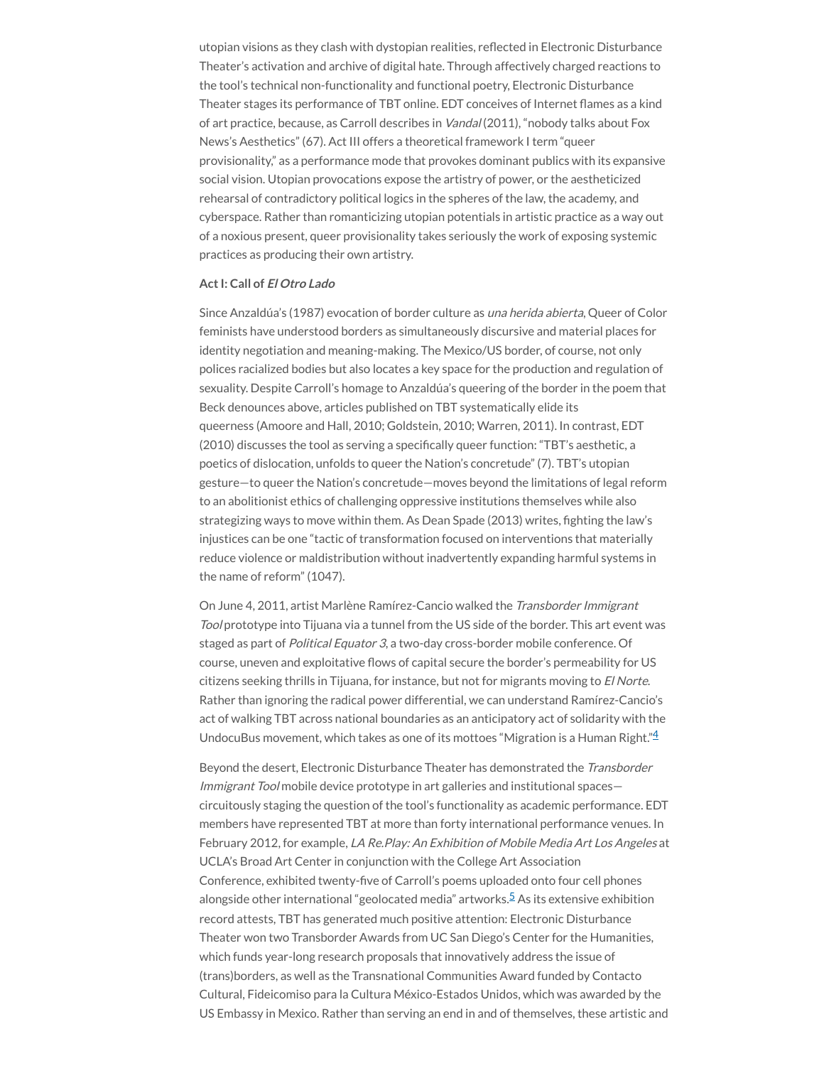utopian visions as they clash with dystopian realities, reflected in Electronic Disturbance Theater's activation and archive of digital hate. Through affectively charged reactions to the tool's technical non-functionality and functional poetry, Electronic Disturbance Theater stages its performance of TBT online. EDT conceives of Internet flames as a kind of art practice, because, as Carroll describes in *Vandal* (2011), "nobody talks about Fox News's Aesthetics" (67). Act III offers a theoretical framework I term "queer provisionality," as a performance mode that provokes dominant publics with its expansive social vision. Utopian provocations expose the artistry of power, or the aestheticized rehearsal of contradictory political logics in the spheres of the law, the academy, and cyberspace. Rather than romanticizing utopian potentials in artistic practice as a way out of a noxious present, queer provisionality takes seriously the work of exposing systemic practices as producing their own artistry.

**Act I: Call of *El Otro Lado***

Since Anzaldúa's (1987) evocation of border culture as *una herida abierta*, Queer of Color feminists have understood borders as simultaneously discursive and material places for identity negotiation and meaning-making. The Mexico/US border, of course, not only polices racialized bodies but also locates a key space for the production and regulation of sexuality. Despite Carroll's homage to Anzaldúa's queering of the border in the poem that Beck denounces above, articles published on TBT systematically elide its queerness (Amoore and Hall, 2010; Goldstein, 2010; Warren, 2011). In contrast, EDT (2010) discusses the tool as serving a specifically queer function: "TBT's aesthetic, a poetics of dislocation, unfolds to queer the Nation's concretude" (7). TBT's utopian gesture—to queer the Nation's concretude—moves beyond the limitations of legal reform to an abolitionist ethics of challenging oppressive institutions themselves while also strategizing ways to move within them. As Dean Spade (2013) writes, fighting the law's injustices can be one "tactic of transformation focused on interventions that materially reduce violence or maldistribution without inadvertently expanding harmful systems in the name of reform" (1047).

On June 4, 2011, artist Marlène Ramírez-Cancio walked the *Transborder Immigrant Tool* prototype into Tijuana via a tunnel from the US side of the border. This art event was staged as part of *Political Equator 3*, a two-day cross-border mobile conference. Of course, uneven and exploitative flows of capital secure the border's permeability for US citizens seeking thrills in Tijuana, for instance, but not for migrants moving to *El Norte*. Rather than ignoring the radical power differential, we can understand Ramírez-Cancio's act of walking TBT across national boundaries as an anticipatory act of solidarity with the UndocuBus movement, which takes as one of its mottoes "Migration is a Human Right."[4]

Beyond the desert, Electronic Disturbance Theater has demonstrated the *Transborder Immigrant Tool* mobile device prototype in art galleries and institutional spaces—circuitously staging the question of the tool's functionality as academic performance. EDT members have represented TBT at more than forty international performance venues. In February 2012, for example, *LA Re.Play: An Exhibition of Mobile Media Art Los Angeles* at UCLA's Broad Art Center in conjunction with the College Art Association Conference, exhibited twenty-five of Carroll's poems uploaded onto four cell phones alongside other international "geolocated media" artworks.[5] As its extensive exhibition record attests, TBT has generated much positive attention: Electronic Disturbance Theater won two Transborder Awards from UC San Diego's Center for the Humanities, which funds year-long research proposals that innovatively address the issue of (trans)borders, as well as the Transnational Communities Award funded by Contacto Cultural, Fideicomiso para la Cultura México-Estados Unidos, which was awarded by the US Embassy in Mexico. Rather than serving an end in and of themselves, these artistic and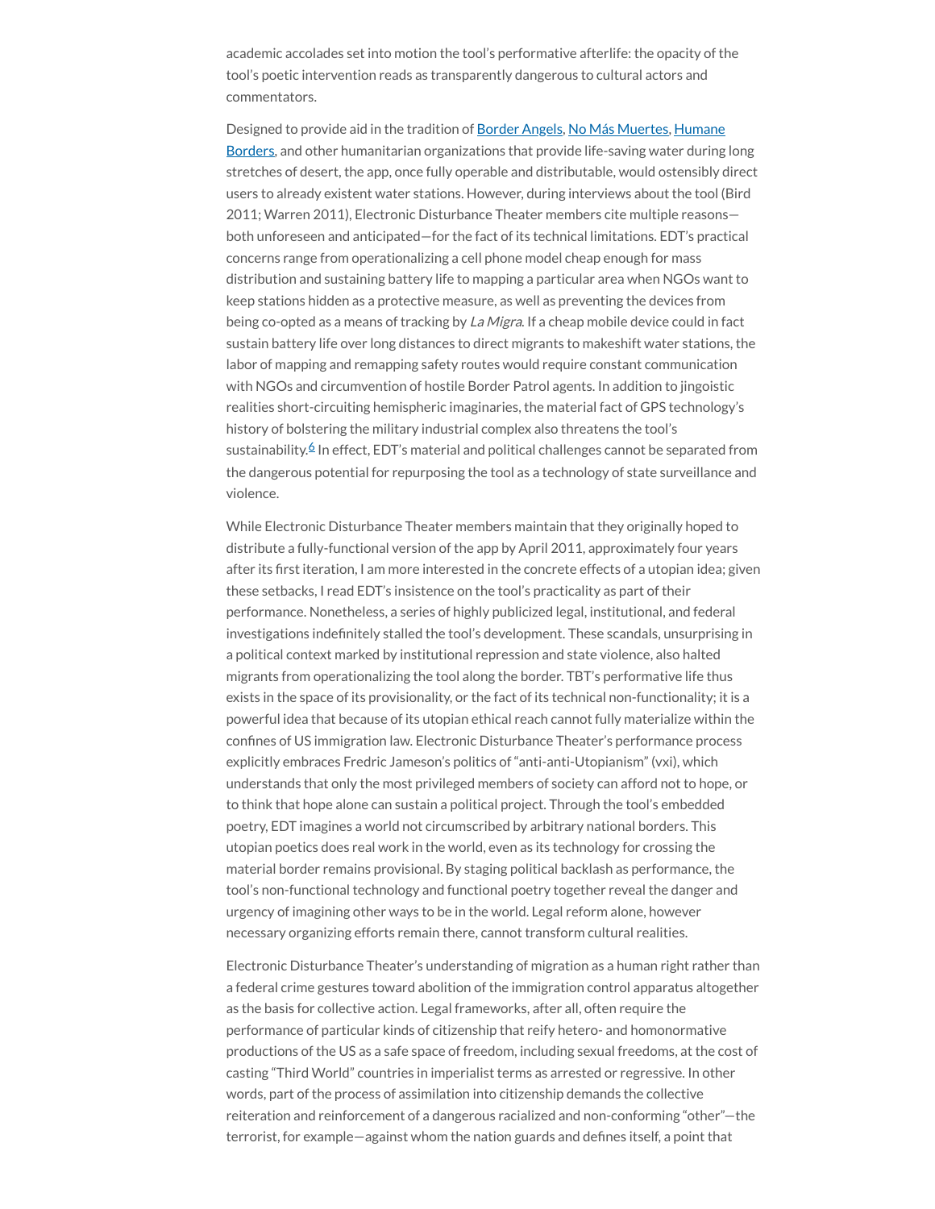academic accolades set into motion the tool's performative afterlife: the opacity of the tool's poetic intervention reads as transparently dangerous to cultural actors and commentators.

Designed to provide aid in the tradition of Border Angels, No Más Muertes, Humane Borders, and other humanitarian organizations that provide life-saving water during long stretches of desert, the app, once fully operable and distributable, would ostensibly direct users to already existent water stations. However, during interviews about the tool (Bird 2011; Warren 2011), Electronic Disturbance Theater members cite multiple reasons—both unforeseen and anticipated—for the fact of its technical limitations. EDT's practical concerns range from operationalizing a cell phone model cheap enough for mass distribution and sustaining battery life to mapping a particular area when NGOs want to keep stations hidden as a protective measure, as well as preventing the devices from being co-opted as a means of tracking by *La Migra*. If a cheap mobile device could in fact sustain battery life over long distances to direct migrants to makeshift water stations, the labor of mapping and remapping safety routes would require constant communication with NGOs and circumvention of hostile Border Patrol agents. In addition to jingoistic realities short-circuiting hemispheric imaginaries, the material fact of GPS technology's history of bolstering the military industrial complex also threatens the tool's sustainability.[6] In effect, EDT's material and political challenges cannot be separated from the dangerous potential for repurposing the tool as a technology of state surveillance and violence.

While Electronic Disturbance Theater members maintain that they originally hoped to distribute a fully-functional version of the app by April 2011, approximately four years after its first iteration, I am more interested in the concrete effects of a utopian idea; given these setbacks, I read EDT's insistence on the tool's practicality as part of their performance. Nonetheless, a series of highly publicized legal, institutional, and federal investigations indefinitely stalled the tool's development. These scandals, unsurprising in a political context marked by institutional repression and state violence, also halted migrants from operationalizing the tool along the border. TBT's performative life thus exists in the space of its provisionality, or the fact of its technical non-functionality; it is a powerful idea that because of its utopian ethical reach cannot fully materialize within the confines of US immigration law. Electronic Disturbance Theater's performance process explicitly embraces Fredric Jameson's politics of "anti-anti-Utopianism" (vxi), which understands that only the most privileged members of society can afford not to hope, or to think that hope alone can sustain a political project. Through the tool's embedded poetry, EDT imagines a world not circumscribed by arbitrary national borders. This utopian poetics does real work in the world, even as its technology for crossing the material border remains provisional. By staging political backlash as performance, the tool's non-functional technology and functional poetry together reveal the danger and urgency of imagining other ways to be in the world. Legal reform alone, however necessary organizing efforts remain there, cannot transform cultural realities.

Electronic Disturbance Theater's understanding of migration as a human right rather than a federal crime gestures toward abolition of the immigration control apparatus altogether as the basis for collective action. Legal frameworks, after all, often require the performance of particular kinds of citizenship that reify hetero- and homonormative productions of the US as a safe space of freedom, including sexual freedoms, at the cost of casting "Third World" countries in imperialist terms as arrested or regressive. In other words, part of the process of assimilation into citizenship demands the collective reiteration and reinforcement of a dangerous racialized and non-conforming "other"—the terrorist, for example—against whom the nation guards and defines itself, a point that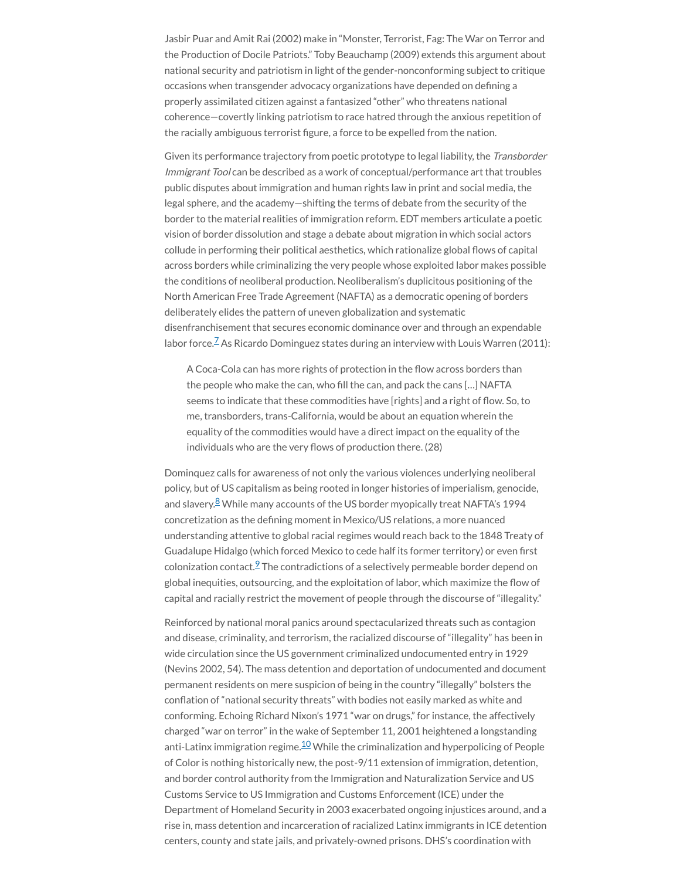Jasbir Puar and Amit Rai (2002) make in "Monster, Terrorist, Fag: The War on Terror and the Production of Docile Patriots." Toby Beauchamp (2009) extends this argument about national security and patriotism in light of the gender-nonconforming subject to critique occasions when transgender advocacy organizations have depended on defining a properly assimilated citizen against a fantasized "other" who threatens national coherence—covertly linking patriotism to race hatred through the anxious repetition of the racially ambiguous terrorist figure, a force to be expelled from the nation.

Given its performance trajectory from poetic prototype to legal liability, the *Transborder Immigrant Tool* can be described as a work of conceptual/performance art that troubles public disputes about immigration and human rights law in print and social media, the legal sphere, and the academy—shifting the terms of debate from the security of the border to the material realities of immigration reform. EDT members articulate a poetic vision of border dissolution and stage a debate about migration in which social actors collude in performing their political aesthetics, which rationalize global flows of capital across borders while criminalizing the very people whose exploited labor makes possible the conditions of neoliberal production. Neoliberalism's duplicitous positioning of the North American Free Trade Agreement (NAFTA) as a democratic opening of borders deliberately elides the pattern of uneven globalization and systematic disenfranchisement that secures economic dominance over and through an expendable labor force.[7] As Ricardo Dominguez states during an interview with Louis Warren (2011):

> A Coca-Cola can has more rights of protection in the flow across borders than the people who make the can, who fill the can, and pack the cans […] NAFTA seems to indicate that these commodities have [rights] and a right of flow. So, to me, transborders, trans-California, would be about an equation wherein the equality of the commodities would have a direct impact on the equality of the individuals who are the very flows of production there. (28)

Dominquez calls for awareness of not only the various violences underlying neoliberal policy, but of US capitalism as being rooted in longer histories of imperialism, genocide, and slavery.[8] While many accounts of the US border myopically treat NAFTA's 1994 concretization as the defining moment in Mexico/US relations, a more nuanced understanding attentive to global racial regimes would reach back to the 1848 Treaty of Guadalupe Hidalgo (which forced Mexico to cede half its former territory) or even first colonization contact.[9] The contradictions of a selectively permeable border depend on global inequities, outsourcing, and the exploitation of labor, which maximize the flow of capital and racially restrict the movement of people through the discourse of "illegality."

Reinforced by national moral panics around spectacularized threats such as contagion and disease, criminality, and terrorism, the racialized discourse of "illegality" has been in wide circulation since the US government criminalized undocumented entry in 1929 (Nevins 2002, 54). The mass detention and deportation of undocumented and document permanent residents on mere suspicion of being in the country "illegally" bolsters the conflation of "national security threats" with bodies not easily marked as white and conforming. Echoing Richard Nixon's 1971 "war on drugs," for instance, the affectively charged "war on terror" in the wake of September 11, 2001 heightened a longstanding anti-Latinx immigration regime.[10] While the criminalization and hyperpolicing of People of Color is nothing historically new, the post-9/11 extension of immigration, detention, and border control authority from the Immigration and Naturalization Service and US Customs Service to US Immigration and Customs Enforcement (ICE) under the Department of Homeland Security in 2003 exacerbated ongoing injustices around, and a rise in, mass detention and incarceration of racialized Latinx immigrants in ICE detention centers, county and state jails, and privately-owned prisons. DHS's coordination with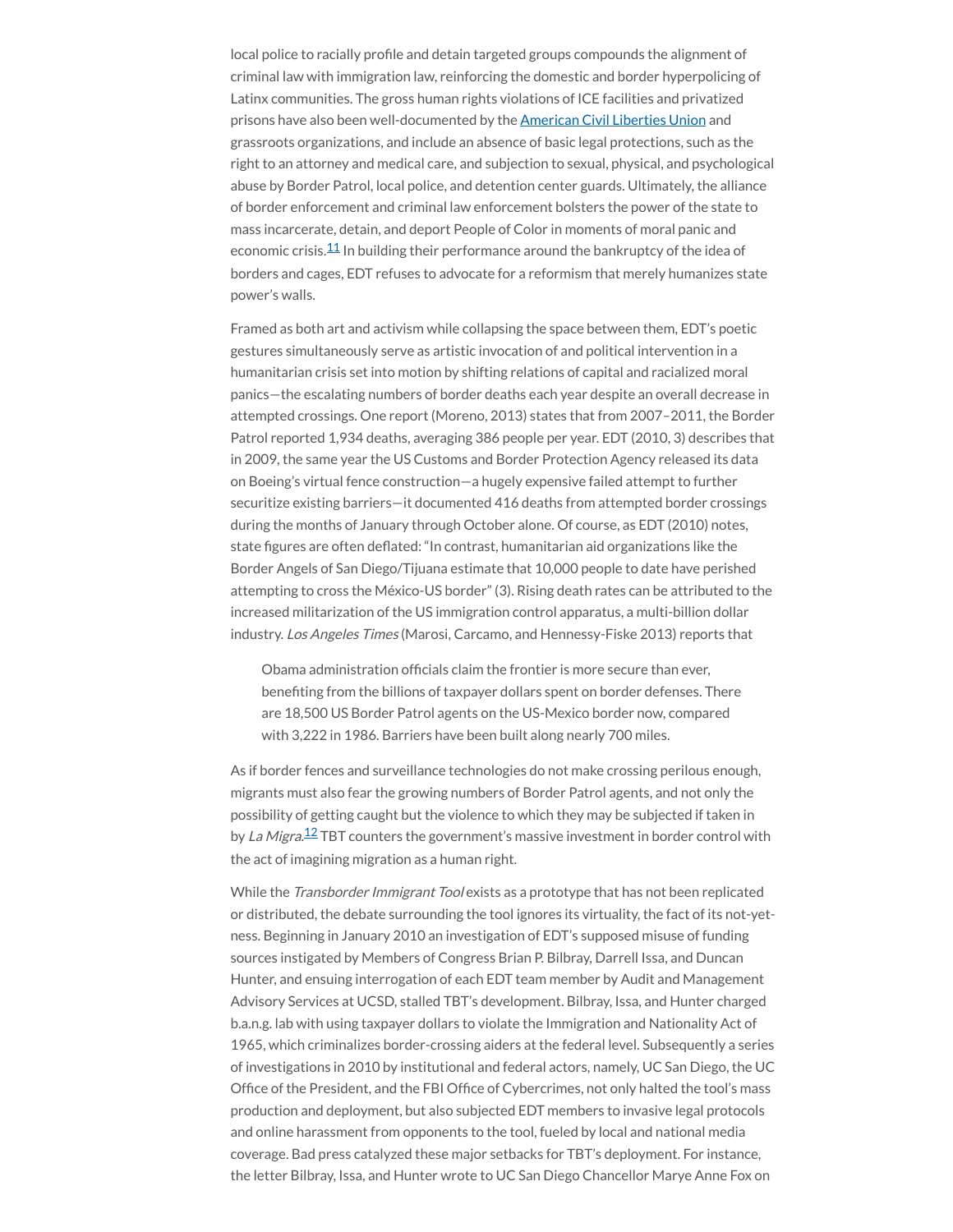local police to racially profile and detain targeted groups compounds the alignment of criminal law with immigration law, reinforcing the domestic and border hyperpolicing of Latinx communities. The gross human rights violations of ICE facilities and privatized prisons have also been well-documented by the American Civil Liberties Union and grassroots organizations, and include an absence of basic legal protections, such as the right to an attorney and medical care, and subjection to sexual, physical, and psychological abuse by Border Patrol, local police, and detention center guards. Ultimately, the alliance of border enforcement and criminal law enforcement bolsters the power of the state to mass incarcerate, detain, and deport People of Color in moments of moral panic and economic crisis.[11] In building their performance around the bankruptcy of the idea of borders and cages, EDT refuses to advocate for a reformism that merely humanizes state power's walls.

Framed as both art and activism while collapsing the space between them, EDT's poetic gestures simultaneously serve as artistic invocation of and political intervention in a humanitarian crisis set into motion by shifting relations of capital and racialized moral panics—the escalating numbers of border deaths each year despite an overall decrease in attempted crossings. One report (Moreno, 2013) states that from 2007–2011, the Border Patrol reported 1,934 deaths, averaging 386 people per year. EDT (2010, 3) describes that in 2009, the same year the US Customs and Border Protection Agency released its data on Boeing's virtual fence construction—a hugely expensive failed attempt to further securitize existing barriers—it documented 416 deaths from attempted border crossings during the months of January through October alone. Of course, as EDT (2010) notes, state figures are often deflated: "In contrast, humanitarian aid organizations like the Border Angels of San Diego/Tijuana estimate that 10,000 people to date have perished attempting to cross the México-US border" (3). Rising death rates can be attributed to the increased militarization of the US immigration control apparatus, a multi-billion dollar industry. *Los Angeles Times* (Marosi, Carcamo, and Hennessy-Fiske 2013) reports that

> Obama administration officials claim the frontier is more secure than ever, benefiting from the billions of taxpayer dollars spent on border defenses. There are 18,500 US Border Patrol agents on the US-Mexico border now, compared with 3,222 in 1986. Barriers have been built along nearly 700 miles.

As if border fences and surveillance technologies do not make crossing perilous enough, migrants must also fear the growing numbers of Border Patrol agents, and not only the possibility of getting caught but the violence to which they may be subjected if taken in by *La Migra*.[12] TBT counters the government's massive investment in border control with the act of imagining migration as a human right.

While the *Transborder Immigrant Tool* exists as a prototype that has not been replicated or distributed, the debate surrounding the tool ignores its virtuality, the fact of its not-yet-ness. Beginning in January 2010 an investigation of EDT's supposed misuse of funding sources instigated by Members of Congress Brian P. Bilbray, Darrell Issa, and Duncan Hunter, and ensuing interrogation of each EDT team member by Audit and Management Advisory Services at UCSD, stalled TBT's development. Bilbray, Issa, and Hunter charged b.a.n.g. lab with using taxpayer dollars to violate the Immigration and Nationality Act of 1965, which criminalizes border-crossing aiders at the federal level. Subsequently a series of investigations in 2010 by institutional and federal actors, namely, UC San Diego, the UC Office of the President, and the FBI Office of Cybercrimes, not only halted the tool's mass production and deployment, but also subjected EDT members to invasive legal protocols and online harassment from opponents to the tool, fueled by local and national media coverage. Bad press catalyzed these major setbacks for TBT's deployment. For instance, the letter Bilbray, Issa, and Hunter wrote to UC San Diego Chancellor Marye Anne Fox on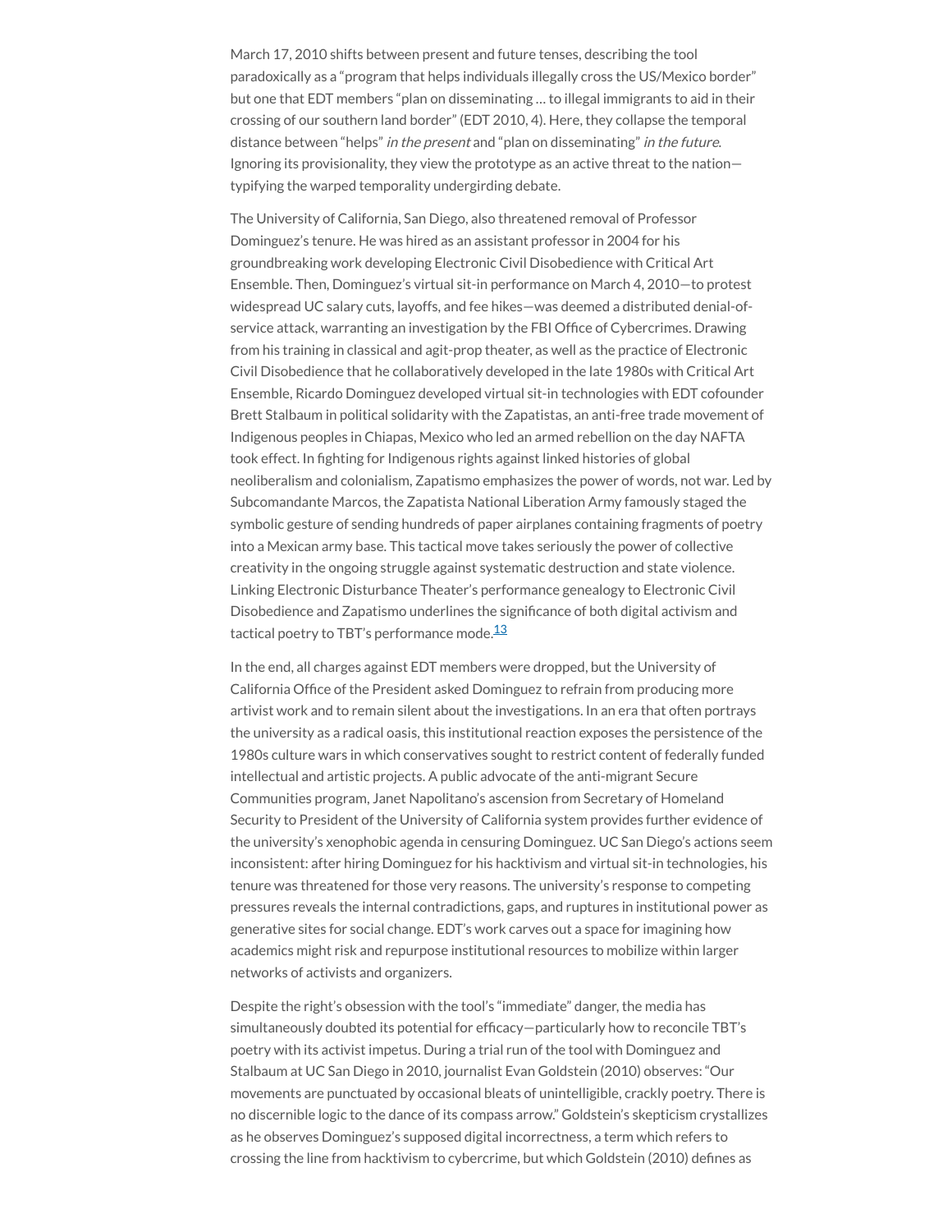March 17, 2010 shifts between present and future tenses, describing the tool paradoxically as a "program that helps individuals illegally cross the US/Mexico border" but one that EDT members "plan on disseminating … to illegal immigrants to aid in their crossing of our southern land border" (EDT 2010, 4). Here, they collapse the temporal distance between "helps" *in the present* and "plan on disseminating" *in the future.* Ignoring its provisionality, they view the prototype as an active threat to the nation—typifying the warped temporality undergirding debate.

The University of California, San Diego, also threatened removal of Professor Dominguez's tenure. He was hired as an assistant professor in 2004 for his groundbreaking work developing Electronic Civil Disobedience with Critical Art Ensemble. Then, Dominguez's virtual sit-in performance on March 4, 2010—to protest widespread UC salary cuts, layoffs, and fee hikes—was deemed a distributed denial-of-service attack, warranting an investigation by the FBI Office of Cybercrimes. Drawing from his training in classical and agit-prop theater, as well as the practice of Electronic Civil Disobedience that he collaboratively developed in the late 1980s with Critical Art Ensemble, Ricardo Dominguez developed virtual sit-in technologies with EDT cofounder Brett Stalbaum in political solidarity with the Zapatistas, an anti-free trade movement of Indigenous peoples in Chiapas, Mexico who led an armed rebellion on the day NAFTA took effect. In fighting for Indigenous rights against linked histories of global neoliberalism and colonialism, Zapatismo emphasizes the power of words, not war. Led by Subcomandante Marcos, the Zapatista National Liberation Army famously staged the symbolic gesture of sending hundreds of paper airplanes containing fragments of poetry into a Mexican army base. This tactical move takes seriously the power of collective creativity in the ongoing struggle against systematic destruction and state violence. Linking Electronic Disturbance Theater's performance genealogy to Electronic Civil Disobedience and Zapatismo underlines the significance of both digital activism and tactical poetry to TBT's performance mode.[13]

In the end, all charges against EDT members were dropped, but the University of California Office of the President asked Dominguez to refrain from producing more artivist work and to remain silent about the investigations. In an era that often portrays the university as a radical oasis, this institutional reaction exposes the persistence of the 1980s culture wars in which conservatives sought to restrict content of federally funded intellectual and artistic projects. A public advocate of the anti-migrant Secure Communities program, Janet Napolitano's ascension from Secretary of Homeland Security to President of the University of California system provides further evidence of the university's xenophobic agenda in censuring Dominguez. UC San Diego's actions seem inconsistent: after hiring Dominguez for his hacktivism and virtual sit-in technologies, his tenure was threatened for those very reasons. The university's response to competing pressures reveals the internal contradictions, gaps, and ruptures in institutional power as generative sites for social change. EDT's work carves out a space for imagining how academics might risk and repurpose institutional resources to mobilize within larger networks of activists and organizers.

Despite the right's obsession with the tool's "immediate" danger, the media has simultaneously doubted its potential for efficacy—particularly how to reconcile TBT's poetry with its activist impetus. During a trial run of the tool with Dominguez and Stalbaum at UC San Diego in 2010, journalist Evan Goldstein (2010) observes: "Our movements are punctuated by occasional bleats of unintelligible, crackly poetry. There is no discernible logic to the dance of its compass arrow." Goldstein's skepticism crystallizes as he observes Dominguez's supposed digital incorrectness, a term which refers to crossing the line from hacktivism to cybercrime, but which Goldstein (2010) defines as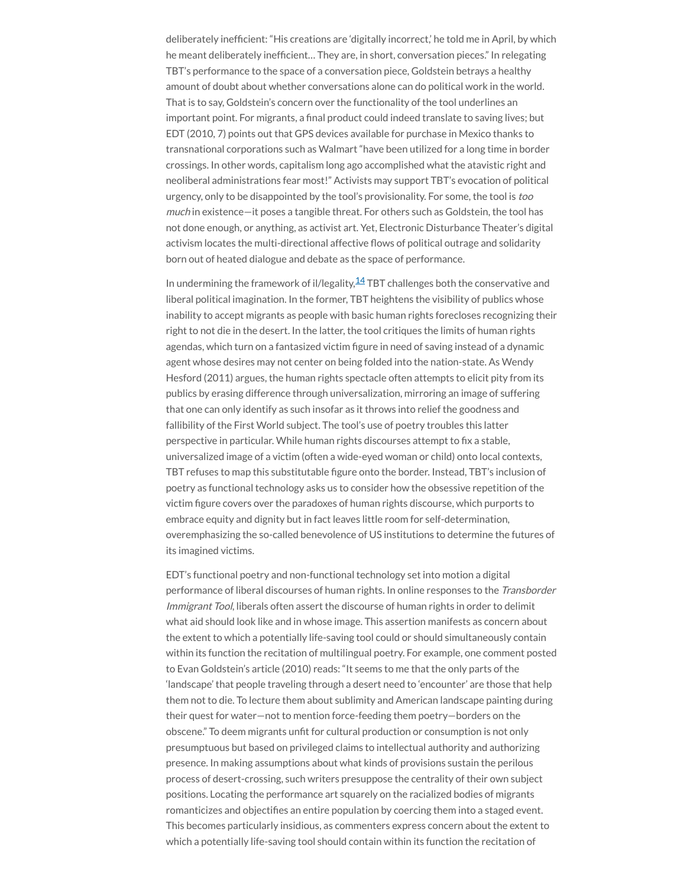deliberately inefficient: "His creations are 'digitally incorrect,' he told me in April, by which he meant deliberately inefficient… They are, in short, conversation pieces." In relegating TBT's performance to the space of a conversation piece, Goldstein betrays a healthy amount of doubt about whether conversations alone can do political work in the world. That is to say, Goldstein's concern over the functionality of the tool underlines an important point. For migrants, a final product could indeed translate to saving lives; but EDT (2010, 7) points out that GPS devices available for purchase in Mexico thanks to transnational corporations such as Walmart "have been utilized for a long time in border crossings. In other words, capitalism long ago accomplished what the atavistic right and neoliberal administrations fear most!" Activists may support TBT's evocation of political urgency, only to be disappointed by the tool's provisionality. For some, the tool is *too much* in existence—it poses a tangible threat. For others such as Goldstein, the tool has not done enough, or anything, as activist art. Yet, Electronic Disturbance Theater's digital activism locates the multi-directional affective flows of political outrage and solidarity born out of heated dialogue and debate as the space of performance.

In undermining the framework of il/legality,[14] TBT challenges both the conservative and liberal political imagination. In the former, TBT heightens the visibility of publics whose inability to accept migrants as people with basic human rights forecloses recognizing their right to not die in the desert. In the latter, the tool critiques the limits of human rights agendas, which turn on a fantasized victim figure in need of saving instead of a dynamic agent whose desires may not center on being folded into the nation-state. As Wendy Hesford (2011) argues, the human rights spectacle often attempts to elicit pity from its publics by erasing difference through universalization, mirroring an image of suffering that one can only identify as such insofar as it throws into relief the goodness and fallibility of the First World subject. The tool's use of poetry troubles this latter perspective in particular. While human rights discourses attempt to fix a stable, universalized image of a victim (often a wide-eyed woman or child) onto local contexts, TBT refuses to map this substitutable figure onto the border. Instead, TBT's inclusion of poetry as functional technology asks us to consider how the obsessive repetition of the victim figure covers over the paradoxes of human rights discourse, which purports to embrace equity and dignity but in fact leaves little room for self-determination, overemphasizing the so-called benevolence of US institutions to determine the futures of its imagined victims.

EDT's functional poetry and non-functional technology set into motion a digital performance of liberal discourses of human rights. In online responses to the *Transborder Immigrant Tool*, liberals often assert the discourse of human rights in order to delimit what aid should look like and in whose image. This assertion manifests as concern about the extent to which a potentially life-saving tool could or should simultaneously contain within its function the recitation of multilingual poetry. For example, one comment posted to Evan Goldstein's article (2010) reads: "It seems to me that the only parts of the 'landscape' that people traveling through a desert need to 'encounter' are those that help them not to die. To lecture them about sublimity and American landscape painting during their quest for water—not to mention force-feeding them poetry—borders on the obscene." To deem migrants unfit for cultural production or consumption is not only presumptuous but based on privileged claims to intellectual authority and authorizing presence. In making assumptions about what kinds of provisions sustain the perilous process of desert-crossing, such writers presuppose the centrality of their own subject positions. Locating the performance art squarely on the racialized bodies of migrants romanticizes and objectifies an entire population by coercing them into a staged event. This becomes particularly insidious, as commenters express concern about the extent to which a potentially life-saving tool should contain within its function the recitation of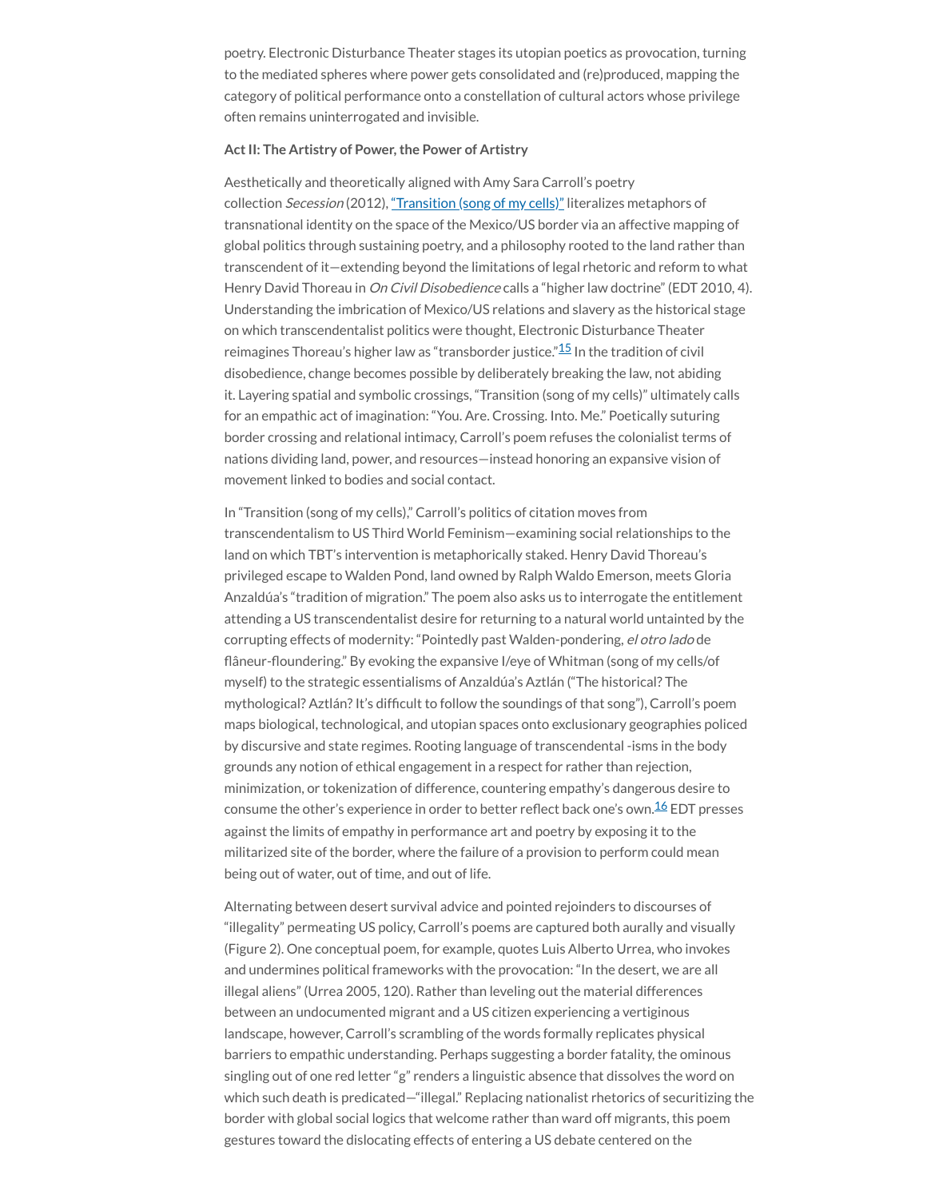poetry. Electronic Disturbance Theater stages its utopian poetics as provocation, turning to the mediated spheres where power gets consolidated and (re)produced, mapping the category of political performance onto a constellation of cultural actors whose privilege often remains uninterrogated and invisible.

**Act II: The Artistry of Power, the Power of Artistry**

Aesthetically and theoretically aligned with Amy Sara Carroll's poetry collection *Secession* (2012), "Transition (song of my cells)" literalizes metaphors of transnational identity on the space of the Mexico/US border via an affective mapping of global politics through sustaining poetry, and a philosophy rooted to the land rather than transcendent of it—extending beyond the limitations of legal rhetoric and reform to what Henry David Thoreau in *On Civil Disobedience* calls a "higher law doctrine" (EDT 2010, 4). Understanding the imbrication of Mexico/US relations and slavery as the historical stage on which transcendentalist politics were thought, Electronic Disturbance Theater reimagines Thoreau's higher law as "transborder justice."[15] In the tradition of civil disobedience, change becomes possible by deliberately breaking the law, not abiding it. Layering spatial and symbolic crossings, "Transition (song of my cells)" ultimately calls for an empathic act of imagination: "You. Are. Crossing. Into. Me." Poetically suturing border crossing and relational intimacy, Carroll's poem refuses the colonialist terms of nations dividing land, power, and resources—instead honoring an expansive vision of movement linked to bodies and social contact.

In "Transition (song of my cells)," Carroll's politics of citation moves from transcendentalism to US Third World Feminism—examining social relationships to the land on which TBT's intervention is metaphorically staked. Henry David Thoreau's privileged escape to Walden Pond, land owned by Ralph Waldo Emerson, meets Gloria Anzaldúa's "tradition of migration." The poem also asks us to interrogate the entitlement attending a US transcendentalist desire for returning to a natural world untainted by the corrupting effects of modernity: "Pointedly past Walden-pondering, *el otro lado* de flâneur-floundering." By evoking the expansive I/eye of Whitman (song of my cells/of myself) to the strategic essentialisms of Anzaldúa's Aztlán ("The historical? The mythological? Aztlán? It's difficult to follow the soundings of that song"), Carroll's poem maps biological, technological, and utopian spaces onto exclusionary geographies policed by discursive and state regimes. Rooting language of transcendental -isms in the body grounds any notion of ethical engagement in a respect for rather than rejection, minimization, or tokenization of difference, countering empathy's dangerous desire to consume the other's experience in order to better reflect back one's own.[16] EDT presses against the limits of empathy in performance art and poetry by exposing it to the militarized site of the border, where the failure of a provision to perform could mean being out of water, out of time, and out of life.

Alternating between desert survival advice and pointed rejoinders to discourses of "illegality" permeating US policy, Carroll's poems are captured both aurally and visually (Figure 2). One conceptual poem, for example, quotes Luis Alberto Urrea, who invokes and undermines political frameworks with the provocation: "In the desert, we are all illegal aliens" (Urrea 2005, 120). Rather than leveling out the material differences between an undocumented migrant and a US citizen experiencing a vertiginous landscape, however, Carroll's scrambling of the words formally replicates physical barriers to empathic understanding. Perhaps suggesting a border fatality, the ominous singling out of one red letter "g" renders a linguistic absence that dissolves the word on which such death is predicated—"illegal." Replacing nationalist rhetorics of securitizing the border with global social logics that welcome rather than ward off migrants, this poem gestures toward the dislocating effects of entering a US debate centered on the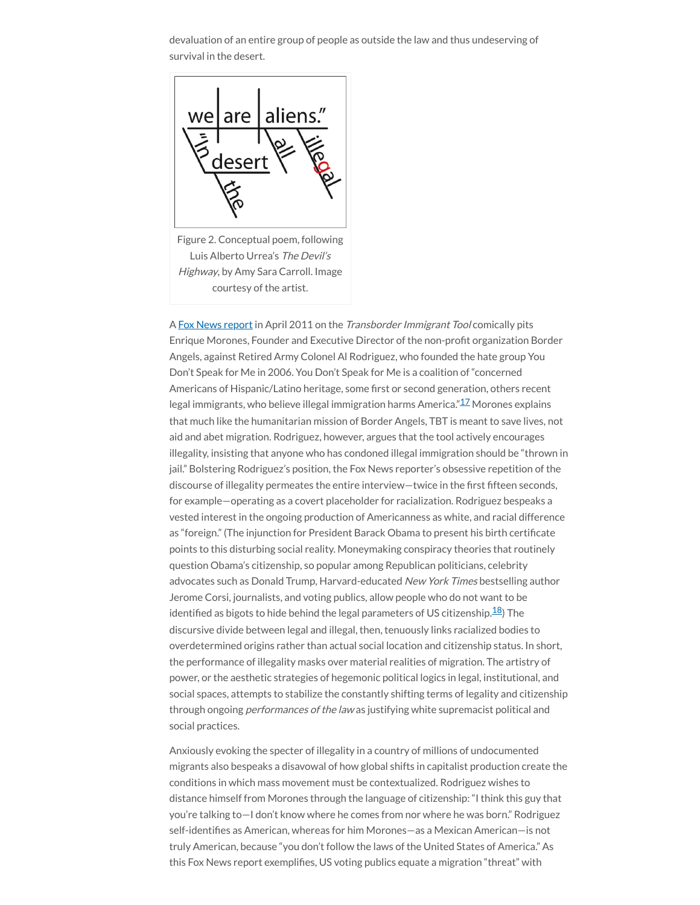devaluation of an entire group of people as outside the law and thus undeserving of survival in the desert.

Figure 2. Conceptual poem, following Luis Alberto Urrea's *The Devil's Highway*, by Amy Sara Carroll. Image courtesy of the artist.

A Fox News report in April 2011 on the *Transborder Immigrant Tool* comically pits Enrique Morones, Founder and Executive Director of the non-profit organization Border Angels, against Retired Army Colonel Al Rodriguez, who founded the hate group You Don't Speak for Me in 2006. You Don't Speak for Me is a coalition of "concerned Americans of Hispanic/Latino heritage, some first or second generation, others recent legal immigrants, who believe illegal immigration harms America."[17] Morones explains that much like the humanitarian mission of Border Angels, TBT is meant to save lives, not aid and abet migration. Rodriguez, however, argues that the tool actively encourages illegality, insisting that anyone who has condoned illegal immigration should be "thrown in jail." Bolstering Rodriguez's position, the Fox News reporter's obsessive repetition of the discourse of illegality permeates the entire interview—twice in the first fifteen seconds, for example—operating as a covert placeholder for racialization. Rodriguez bespeaks a vested interest in the ongoing production of Americanness as white, and racial difference as "foreign." (The injunction for President Barack Obama to present his birth certificate points to this disturbing social reality. Moneymaking conspiracy theories that routinely question Obama's citizenship, so popular among Republican politicians, celebrity advocates such as Donald Trump, Harvard-educated *New York Times* bestselling author Jerome Corsi, journalists, and voting publics, allow people who do not want to be identified as bigots to hide behind the legal parameters of US citizenship.[18]) The discursive divide between legal and illegal, then, tenuously links racialized bodies to overdetermined origins rather than actual social location and citizenship status. In short, the performance of illegality masks over material realities of migration. The artistry of power, or the aesthetic strategies of hegemonic political logics in legal, institutional, and social spaces, attempts to stabilize the constantly shifting terms of legality and citizenship through ongoing *performances of the law* as justifying white supremacist political and social practices.

Anxiously evoking the specter of illegality in a country of millions of undocumented migrants also bespeaks a disavowal of how global shifts in capitalist production create the conditions in which mass movement must be contextualized. Rodriguez wishes to distance himself from Morones through the language of citizenship: "I think this guy that you're talking to—I don't know where he comes from nor where he was born." Rodriguez self-identifies as American, whereas for him Morones—as a Mexican American—is not truly American, because "you don't follow the laws of the United States of America." As this Fox News report exemplifies, US voting publics equate a migration "threat" with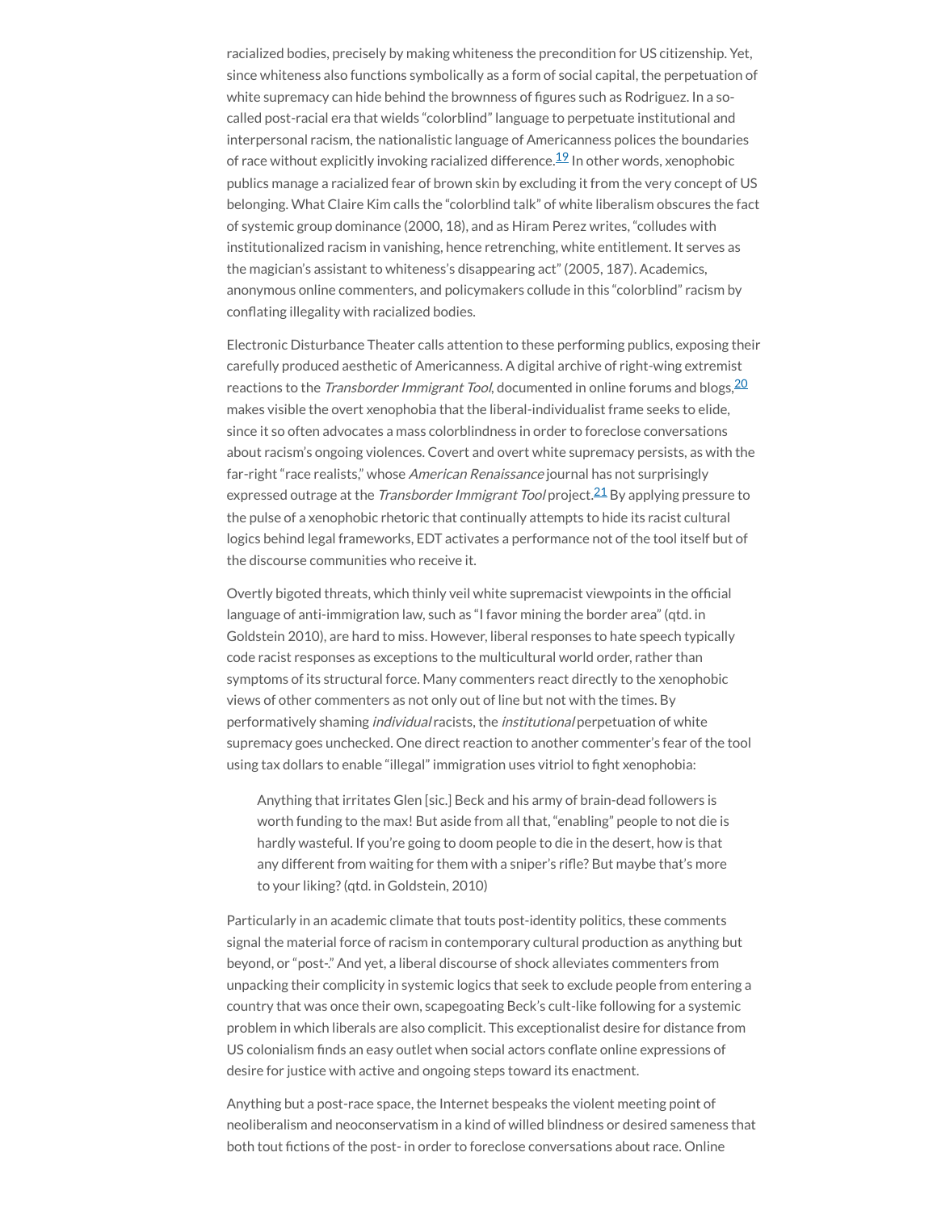racialized bodies, precisely by making whiteness the precondition for US citizenship. Yet, since whiteness also functions symbolically as a form of social capital, the perpetuation of white supremacy can hide behind the brownness of figures such as Rodriguez. In a so-called post-racial era that wields "colorblind" language to perpetuate institutional and interpersonal racism, the nationalistic language of Americanness polices the boundaries of race without explicitly invoking racialized difference.[19] In other words, xenophobic publics manage a racialized fear of brown skin by excluding it from the very concept of US belonging. What Claire Kim calls the "colorblind talk" of white liberalism obscures the fact of systemic group dominance (2000, 18), and as Hiram Perez writes, "colludes with institutionalized racism in vanishing, hence retrenching, white entitlement. It serves as the magician's assistant to whiteness's disappearing act" (2005, 187). Academics, anonymous online commenters, and policymakers collude in this "colorblind" racism by conflating illegality with racialized bodies.

Electronic Disturbance Theater calls attention to these performing publics, exposing their carefully produced aesthetic of Americanness. A digital archive of right-wing extremist reactions to the *Transborder Immigrant Tool*, documented in online forums and blogs,[20] makes visible the overt xenophobia that the liberal-individualist frame seeks to elide, since it so often advocates a mass colorblindness in order to foreclose conversations about racism's ongoing violences. Covert and overt white supremacy persists, as with the far-right "race realists," whose *American Renaissance* journal has not surprisingly expressed outrage at the *Transborder Immigrant Tool* project.[21] By applying pressure to the pulse of a xenophobic rhetoric that continually attempts to hide its racist cultural logics behind legal frameworks, EDT activates a performance not of the tool itself but of the discourse communities who receive it.

Overtly bigoted threats, which thinly veil white supremacist viewpoints in the official language of anti-immigration law, such as "I favor mining the border area" (qtd. in Goldstein 2010), are hard to miss. However, liberal responses to hate speech typically code racist responses as exceptions to the multicultural world order, rather than symptoms of its structural force. Many commenters react directly to the xenophobic views of other commenters as not only out of line but not with the times. By performatively shaming *individual* racists, the *institutional* perpetuation of white supremacy goes unchecked. One direct reaction to another commenter's fear of the tool using tax dollars to enable "illegal" immigration uses vitriol to fight xenophobia:

> Anything that irritates Glen [sic.] Beck and his army of brain-dead followers is worth funding to the max! But aside from all that, "enabling" people to not die is hardly wasteful. If you're going to doom people to die in the desert, how is that any different from waiting for them with a sniper's rifle? But maybe that's more to your liking? (qtd. in Goldstein, 2010)

Particularly in an academic climate that touts post-identity politics, these comments signal the material force of racism in contemporary cultural production as anything but beyond, or "post-." And yet, a liberal discourse of shock alleviates commenters from unpacking their complicity in systemic logics that seek to exclude people from entering a country that was once their own, scapegoating Beck's cult-like following for a systemic problem in which liberals are also complicit. This exceptionalist desire for distance from US colonialism finds an easy outlet when social actors conflate online expressions of desire for justice with active and ongoing steps toward its enactment.

Anything but a post-race space, the Internet bespeaks the violent meeting point of neoliberalism and neoconservatism in a kind of willed blindness or desired sameness that both tout fictions of the post- in order to foreclose conversations about race. Online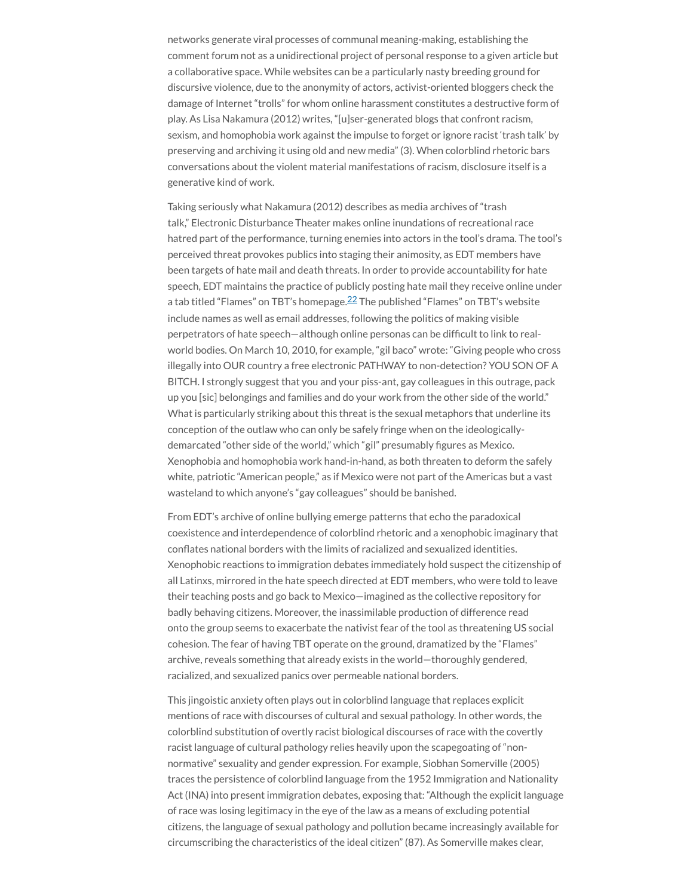networks generate viral processes of communal meaning-making, establishing the comment forum not as a unidirectional project of personal response to a given article but a collaborative space. While websites can be a particularly nasty breeding ground for discursive violence, due to the anonymity of actors, activist-oriented bloggers check the damage of Internet "trolls" for whom online harassment constitutes a destructive form of play. As Lisa Nakamura (2012) writes, "[u]ser-generated blogs that confront racism, sexism, and homophobia work against the impulse to forget or ignore racist 'trash talk' by preserving and archiving it using old and new media" (3). When colorblind rhetoric bars conversations about the violent material manifestations of racism, disclosure itself is a generative kind of work.

Taking seriously what Nakamura (2012) describes as media archives of "trash talk," Electronic Disturbance Theater makes online inundations of recreational race hatred part of the performance, turning enemies into actors in the tool's drama. The tool's perceived threat provokes publics into staging their animosity, as EDT members have been targets of hate mail and death threats. In order to provide accountability for hate speech, EDT maintains the practice of publicly posting hate mail they receive online under a tab titled "Flames" on TBT's homepage.[22] The published "Flames" on TBT's website include names as well as email addresses, following the politics of making visible perpetrators of hate speech—although online personas can be difficult to link to real-world bodies. On March 10, 2010, for example, "gil baco" wrote: "Giving people who cross illegally into OUR country a free electronic PATHWAY to non-detection? YOU SON OF A BITCH. I strongly suggest that you and your piss-ant, gay colleagues in this outrage, pack up you [sic] belongings and families and do your work from the other side of the world." What is particularly striking about this threat is the sexual metaphors that underline its conception of the outlaw who can only be safely fringe when on the ideologically-demarcated "other side of the world," which "gil" presumably figures as Mexico. Xenophobia and homophobia work hand-in-hand, as both threaten to deform the safely white, patriotic "American people," as if Mexico were not part of the Americas but a vast wasteland to which anyone's "gay colleagues" should be banished.

From EDT's archive of online bullying emerge patterns that echo the paradoxical coexistence and interdependence of colorblind rhetoric and a xenophobic imaginary that conflates national borders with the limits of racialized and sexualized identities. Xenophobic reactions to immigration debates immediately hold suspect the citizenship of all Latinxs, mirrored in the hate speech directed at EDT members, who were told to leave their teaching posts and go back to Mexico—imagined as the collective repository for badly behaving citizens. Moreover, the inassimilable production of difference read onto the group seems to exacerbate the nativist fear of the tool as threatening US social cohesion. The fear of having TBT operate on the ground, dramatized by the "Flames" archive, reveals something that already exists in the world—thoroughly gendered, racialized, and sexualized panics over permeable national borders.

This jingoistic anxiety often plays out in colorblind language that replaces explicit mentions of race with discourses of cultural and sexual pathology. In other words, the colorblind substitution of overtly racist biological discourses of race with the covertly racist language of cultural pathology relies heavily upon the scapegoating of "non-normative" sexuality and gender expression. For example, Siobhan Somerville (2005) traces the persistence of colorblind language from the 1952 Immigration and Nationality Act (INA) into present immigration debates, exposing that: "Although the explicit language of race was losing legitimacy in the eye of the law as a means of excluding potential citizens, the language of sexual pathology and pollution became increasingly available for circumscribing the characteristics of the ideal citizen" (87). As Somerville makes clear,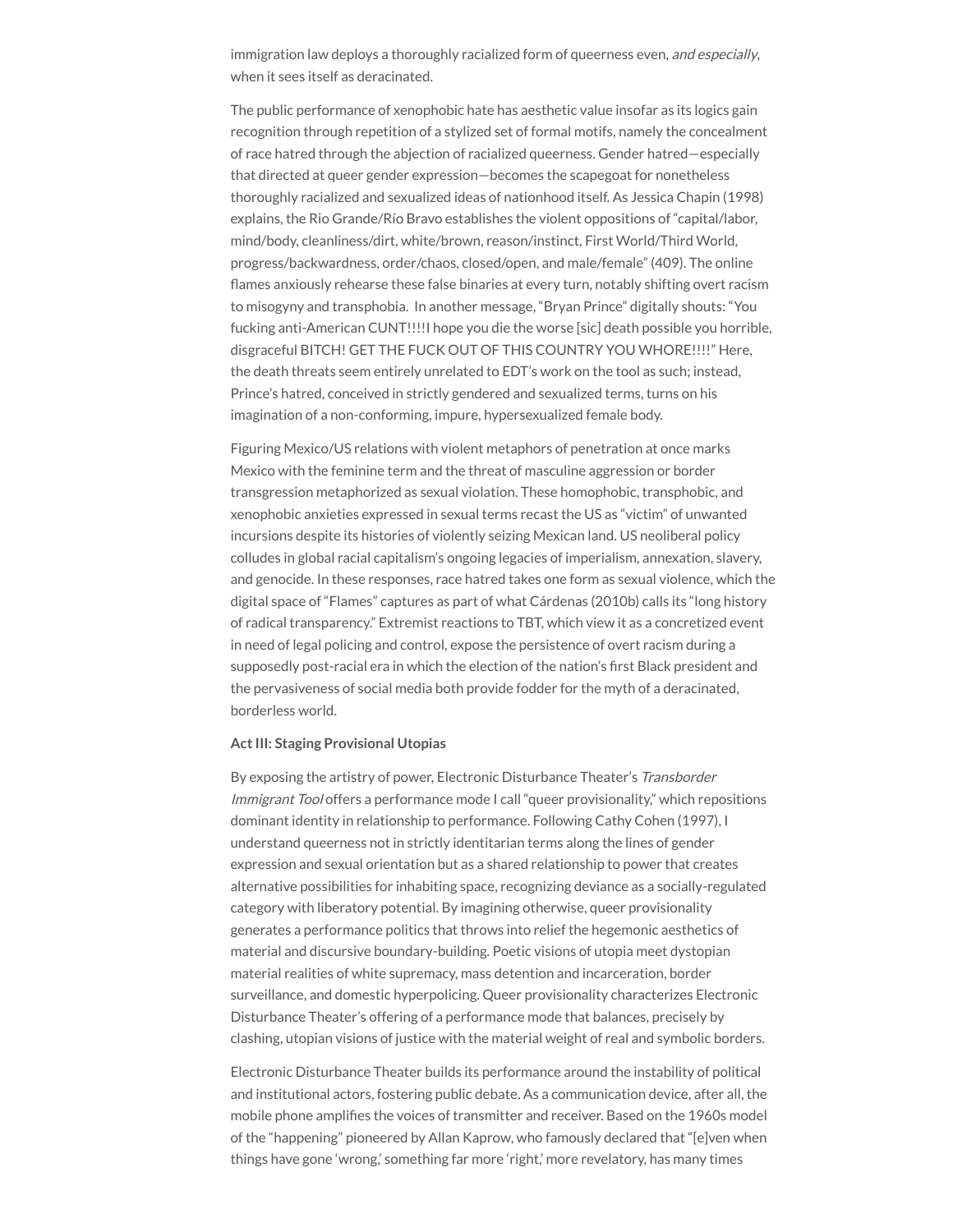immigration law deploys a thoroughly racialized form of queerness even, *and especially*, when it sees itself as deracinated.

The public performance of xenophobic hate has aesthetic value insofar as its logics gain recognition through repetition of a stylized set of formal motifs, namely the concealment of race hatred through the abjection of racialized queerness. Gender hatred—especially that directed at queer gender expression—becomes the scapegoat for nonetheless thoroughly racialized and sexualized ideas of nationhood itself. As Jessica Chapin (1998) explains, the Rio Grande/Río Bravo establishes the violent oppositions of "capital/labor, mind/body, cleanliness/dirt, white/brown, reason/instinct, First World/Third World, progress/backwardness, order/chaos, closed/open, and male/female" (409). The online flames anxiously rehearse these false binaries at every turn, notably shifting overt racism to misogyny and transphobia. In another message, "Bryan Prince" digitally shouts: "You fucking anti-American CUNT!!!!I hope you die the worse [sic] death possible you horrible, disgraceful BITCH! GET THE FUCK OUT OF THIS COUNTRY YOU WHORE!!!!" Here, the death threats seem entirely unrelated to EDT's work on the tool as such; instead, Prince's hatred, conceived in strictly gendered and sexualized terms, turns on his imagination of a non-conforming, impure, hypersexualized female body.

Figuring Mexico/US relations with violent metaphors of penetration at once marks Mexico with the feminine term and the threat of masculine aggression or border transgression metaphorized as sexual violation. These homophobic, transphobic, and xenophobic anxieties expressed in sexual terms recast the US as "victim" of unwanted incursions despite its histories of violently seizing Mexican land. US neoliberal policy colludes in global racial capitalism's ongoing legacies of imperialism, annexation, slavery, and genocide. In these responses, race hatred takes one form as sexual violence, which the digital space of "Flames" captures as part of what Cárdenas (2010b) calls its "long history of radical transparency." Extremist reactions to TBT, which view it as a concretized event in need of legal policing and control, expose the persistence of overt racism during a supposedly post-racial era in which the election of the nation's first Black president and the pervasiveness of social media both provide fodder for the myth of a deracinated, borderless world.

**Act III: Staging Provisional Utopias**

By exposing the artistry of power, Electronic Disturbance Theater's *Transborder Immigrant Tool* offers a performance mode I call "queer provisionality," which repositions dominant identity in relationship to performance. Following Cathy Cohen (1997), I understand queerness not in strictly identitarian terms along the lines of gender expression and sexual orientation but as a shared relationship to power that creates alternative possibilities for inhabiting space, recognizing deviance as a socially-regulated category with liberatory potential. By imagining otherwise, queer provisionality generates a performance politics that throws into relief the hegemonic aesthetics of material and discursive boundary-building. Poetic visions of utopia meet dystopian material realities of white supremacy, mass detention and incarceration, border surveillance, and domestic hyperpolicing. Queer provisionality characterizes Electronic Disturbance Theater's offering of a performance mode that balances, precisely by clashing, utopian visions of justice with the material weight of real and symbolic borders.

Electronic Disturbance Theater builds its performance around the instability of political and institutional actors, fostering public debate. As a communication device, after all, the mobile phone amplifies the voices of transmitter and receiver. Based on the 1960s model of the "happening" pioneered by Allan Kaprow, who famously declared that "[e]ven when things have gone 'wrong,' something far more 'right,' more revelatory, has many times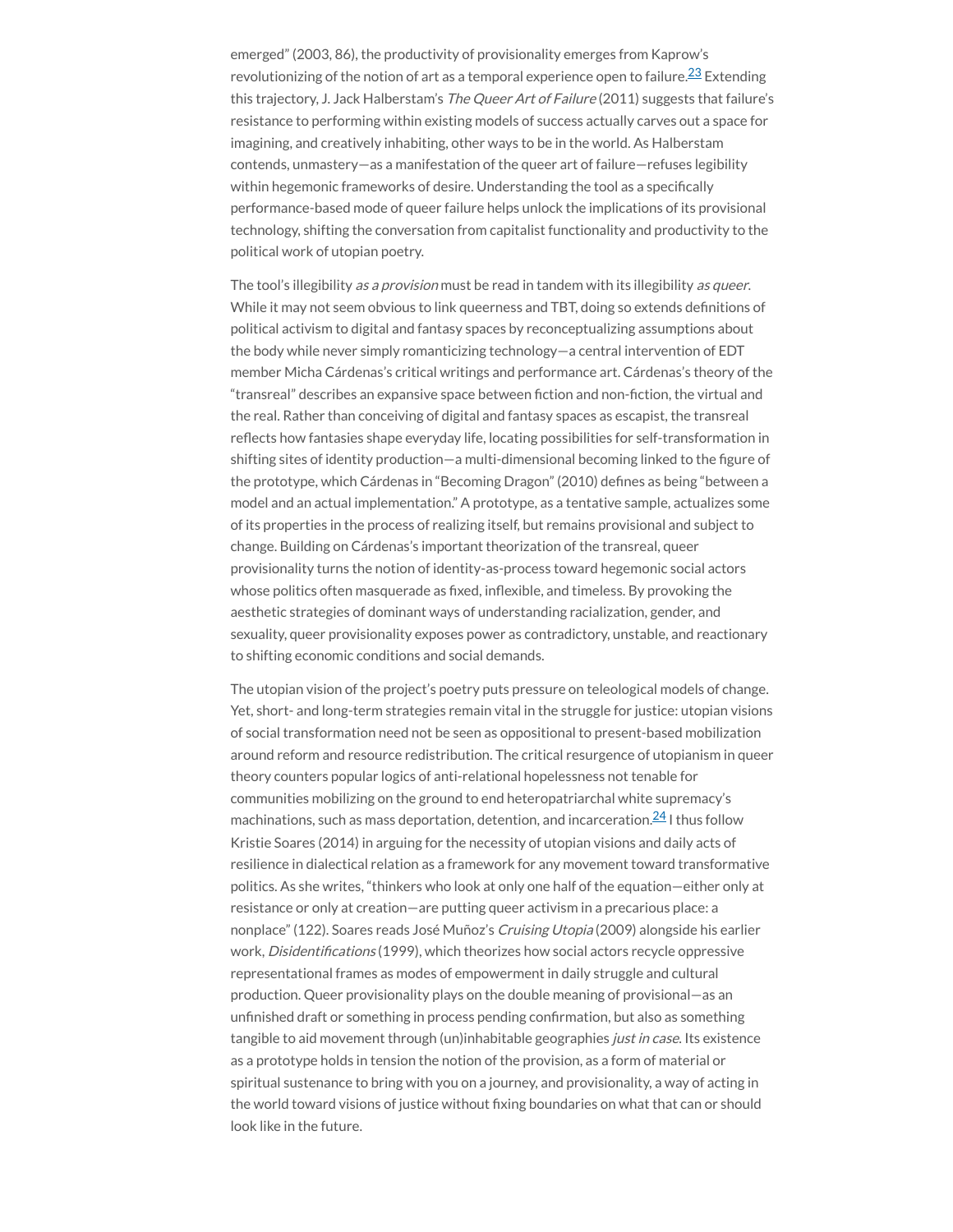emerged" (2003, 86), the productivity of provisionality emerges from Kaprow's revolutionizing of the notion of art as a temporal experience open to failure.[23] Extending this trajectory, J. Jack Halberstam's *The Queer Art of Failure* (2011) suggests that failure's resistance to performing within existing models of success actually carves out a space for imagining, and creatively inhabiting, other ways to be in the world. As Halberstam contends, unmastery—as a manifestation of the queer art of failure—refuses legibility within hegemonic frameworks of desire. Understanding the tool as a specifically performance-based mode of queer failure helps unlock the implications of its provisional technology, shifting the conversation from capitalist functionality and productivity to the political work of utopian poetry.

The tool's illegibility *as a provision* must be read in tandem with its illegibility *as queer*. While it may not seem obvious to link queerness and TBT, doing so extends definitions of political activism to digital and fantasy spaces by reconceptualizing assumptions about the body while never simply romanticizing technology—a central intervention of EDT member Micha Cárdenas's critical writings and performance art. Cárdenas's theory of the "transreal" describes an expansive space between fiction and non-fiction, the virtual and the real. Rather than conceiving of digital and fantasy spaces as escapist, the transreal reflects how fantasies shape everyday life, locating possibilities for self-transformation in shifting sites of identity production—a multi-dimensional becoming linked to the figure of the prototype, which Cárdenas in "Becoming Dragon" (2010) defines as being "between a model and an actual implementation." A prototype, as a tentative sample, actualizes some of its properties in the process of realizing itself, but remains provisional and subject to change. Building on Cárdenas's important theorization of the transreal, queer provisionality turns the notion of identity-as-process toward hegemonic social actors whose politics often masquerade as fixed, inflexible, and timeless. By provoking the aesthetic strategies of dominant ways of understanding racialization, gender, and sexuality, queer provisionality exposes power as contradictory, unstable, and reactionary to shifting economic conditions and social demands.

The utopian vision of the project's poetry puts pressure on teleological models of change. Yet, short- and long-term strategies remain vital in the struggle for justice: utopian visions of social transformation need not be seen as oppositional to present-based mobilization around reform and resource redistribution. The critical resurgence of utopianism in queer theory counters popular logics of anti-relational hopelessness not tenable for communities mobilizing on the ground to end heteropatriarchal white supremacy's machinations, such as mass deportation, detention, and incarceration.[24] I thus follow Kristie Soares (2014) in arguing for the necessity of utopian visions and daily acts of resilience in dialectical relation as a framework for any movement toward transformative politics. As she writes, "thinkers who look at only one half of the equation—either only at resistance or only at creation—are putting queer activism in a precarious place: a nonplace" (122). Soares reads José Muñoz's *Cruising Utopia* (2009) alongside his earlier work, *Disidentifications* (1999), which theorizes how social actors recycle oppressive representational frames as modes of empowerment in daily struggle and cultural production. Queer provisionality plays on the double meaning of provisional—as an unfinished draft or something in process pending confirmation, but also as something tangible to aid movement through (un)inhabitable geographies *just in case*. Its existence as a prototype holds in tension the notion of the provision, as a form of material or spiritual sustenance to bring with you on a journey, and provisionality, a way of acting in the world toward visions of justice without fixing boundaries on what that can or should look like in the future.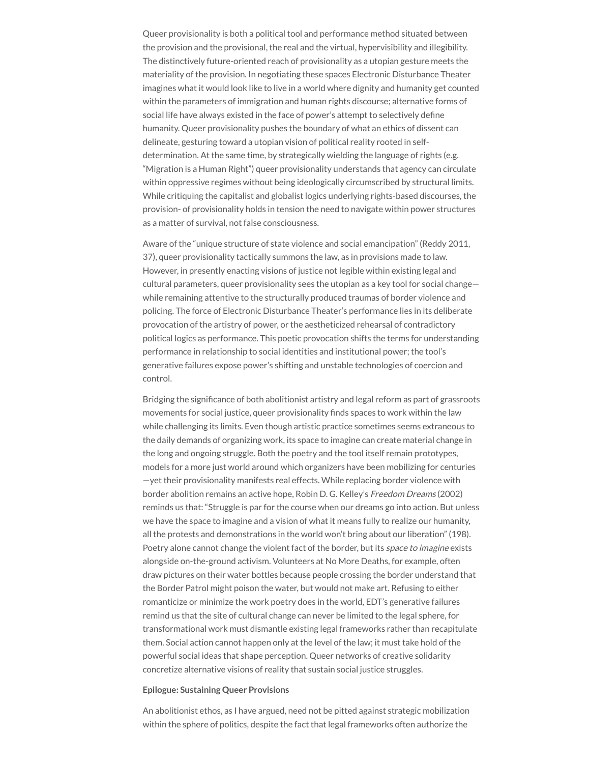Queer provisionality is both a political tool and performance method situated between the provision and the provisional, the real and the virtual, hypervisibility and illegibility. The distinctively future-oriented reach of provisionality as a utopian gesture meets the materiality of the provision. In negotiating these spaces Electronic Disturbance Theater imagines what it would look like to live in a world where dignity and humanity get counted within the parameters of immigration and human rights discourse; alternative forms of social life have always existed in the face of power's attempt to selectively define humanity. Queer provisionality pushes the boundary of what an ethics of dissent can delineate, gesturing toward a utopian vision of political reality rooted in self-determination. At the same time, by strategically wielding the language of rights (e.g. "Migration is a Human Right") queer provisionality understands that agency can circulate within oppressive regimes without being ideologically circumscribed by structural limits. While critiquing the capitalist and globalist logics underlying rights-based discourses, the provision- of provisionality holds in tension the need to navigate within power structures as a matter of survival, not false consciousness.

Aware of the "unique structure of state violence and social emancipation" (Reddy 2011, 37), queer provisionality tactically summons the law, as in provisions made to law. However, in presently enacting visions of justice not legible within existing legal and cultural parameters, queer provisionality sees the utopian as a key tool for social change—while remaining attentive to the structurally produced traumas of border violence and policing. The force of Electronic Disturbance Theater's performance lies in its deliberate provocation of the artistry of power, or the aestheticized rehearsal of contradictory political logics as performance. This poetic provocation shifts the terms for understanding performance in relationship to social identities and institutional power; the tool's generative failures expose power's shifting and unstable technologies of coercion and control.

Bridging the significance of both abolitionist artistry and legal reform as part of grassroots movements for social justice, queer provisionality finds spaces to work within the law while challenging its limits. Even though artistic practice sometimes seems extraneous to the daily demands of organizing work, its space to imagine can create material change in the long and ongoing struggle. Both the poetry and the tool itself remain prototypes, models for a more just world around which organizers have been mobilizing for centuries—yet their provisionality manifests real effects. While replacing border violence with border abolition remains an active hope, Robin D. G. Kelley's *Freedom Dreams* (2002) reminds us that: "Struggle is par for the course when our dreams go into action. But unless we have the space to imagine and a vision of what it means fully to realize our humanity, all the protests and demonstrations in the world won't bring about our liberation" (198). Poetry alone cannot change the violent fact of the border, but its *space to imagine* exists alongside on-the-ground activism. Volunteers at No More Deaths, for example, often draw pictures on their water bottles because people crossing the border understand that the Border Patrol might poison the water, but would not make art. Refusing to either romanticize or minimize the work poetry does in the world, EDT's generative failures remind us that the site of cultural change can never be limited to the legal sphere, for transformational work must dismantle existing legal frameworks rather than recapitulate them. Social action cannot happen only at the level of the law; it must take hold of the powerful social ideas that shape perception. Queer networks of creative solidarity concretize alternative visions of reality that sustain social justice struggles.

**Epilogue: Sustaining Queer Provisions**

An abolitionist ethos, as I have argued, need not be pitted against strategic mobilization within the sphere of politics, despite the fact that legal frameworks often authorize the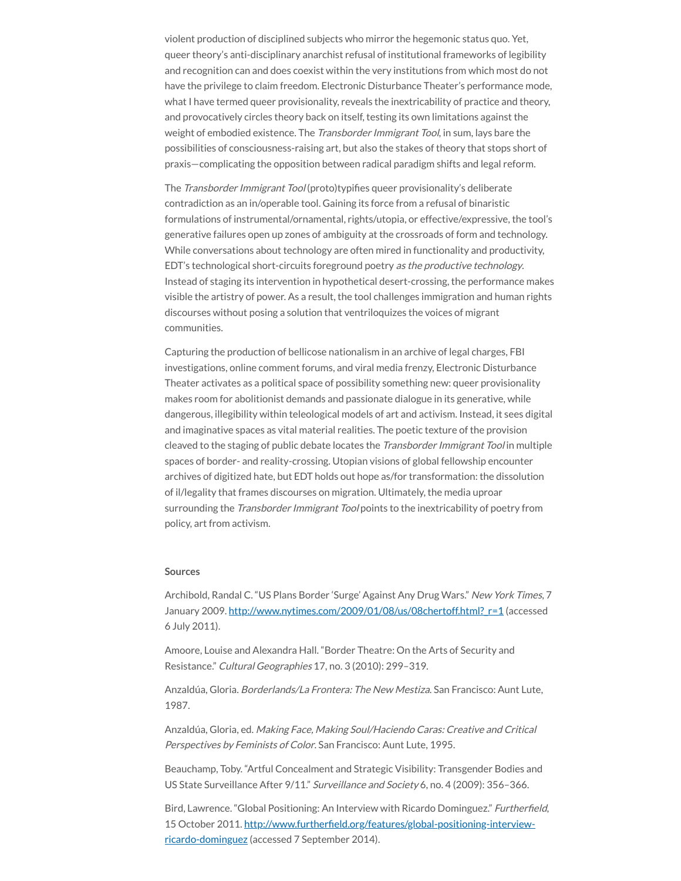violent production of disciplined subjects who mirror the hegemonic status quo. Yet, queer theory's anti-disciplinary anarchist refusal of institutional frameworks of legibility and recognition can and does coexist within the very institutions from which most do not have the privilege to claim freedom. Electronic Disturbance Theater's performance mode, what I have termed queer provisionality, reveals the inextricability of practice and theory, and provocatively circles theory back on itself, testing its own limitations against the weight of embodied existence. The *Transborder Immigrant Tool*, in sum, lays bare the possibilities of consciousness-raising art, but also the stakes of theory that stops short of praxis—complicating the opposition between radical paradigm shifts and legal reform.

The *Transborder Immigrant Tool* (proto)typifies queer provisionality's deliberate contradiction as an in/operable tool. Gaining its force from a refusal of binaristic formulations of instrumental/ornamental, rights/utopia, or effective/expressive, the tool's generative failures open up zones of ambiguity at the crossroads of form and technology. While conversations about technology are often mired in functionality and productivity, EDT's technological short-circuits foreground poetry *as the productive technology*. Instead of staging its intervention in hypothetical desert-crossing, the performance makes visible the artistry of power. As a result, the tool challenges immigration and human rights discourses without posing a solution that ventriloquizes the voices of migrant communities.

Capturing the production of bellicose nationalism in an archive of legal charges, FBI investigations, online comment forums, and viral media frenzy, Electronic Disturbance Theater activates as a political space of possibility something new: queer provisionality makes room for abolitionist demands and passionate dialogue in its generative, while dangerous, illegibility within teleological models of art and activism. Instead, it sees digital and imaginative spaces as vital material realities. The poetic texture of the provision cleaved to the staging of public debate locates the *Transborder Immigrant Tool* in multiple spaces of border- and reality-crossing. Utopian visions of global fellowship encounter archives of digitized hate, but EDT holds out hope as/for transformation: the dissolution of il/legality that frames discourses on migration. Ultimately, the media uproar surrounding the *Transborder Immigrant Tool* points to the inextricability of poetry from policy, art from activism.

### Sources

Archibold, Randal C. "US Plans Border 'Surge' Against Any Drug Wars." *New York Times*, 7 January 2009. http://www.nytimes.com/2009/01/08/us/08chertoff.html?_r=1 (accessed 6 July 2011).

Amoore, Louise and Alexandra Hall. "Border Theatre: On the Arts of Security and Resistance." *Cultural Geographies* 17, no. 3 (2010): 299–319.

Anzaldúa, Gloria. *Borderlands/La Frontera: The New Mestiza*. San Francisco: Aunt Lute, 1987.

Anzaldúa, Gloria, ed. *Making Face, Making Soul/Haciendo Caras: Creative and Critical Perspectives by Feminists of Color*. San Francisco: Aunt Lute, 1995.

Beauchamp, Toby. "Artful Concealment and Strategic Visibility: Transgender Bodies and US State Surveillance After 9/11." *Surveillance and Society* 6, no. 4 (2009): 356–366.

Bird, Lawrence. "Global Positioning: An Interview with Ricardo Dominguez." *Furtherfield*, 15 October 2011. http://www.furtherfield.org/features/global-positioning-interview-ricardo-dominguez (accessed 7 September 2014).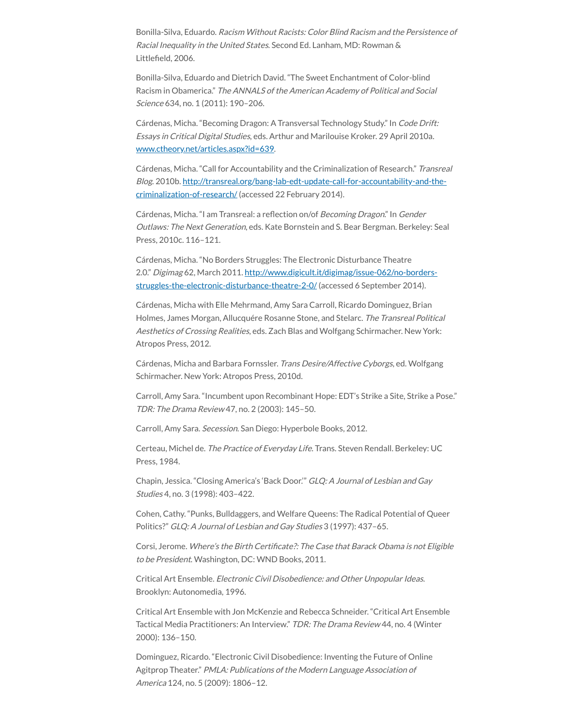Bonilla-Silva, Eduardo. *Racism Without Racists: Color Blind Racism and the Persistence of Racial Inequality in the United States*. Second Ed. Lanham, MD: Rowman & Littlefield, 2006.

Bonilla-Silva, Eduardo and Dietrich David. "The Sweet Enchantment of Color-blind Racism in Obamerica." *The ANNALS of the American Academy of Political and Social Science* 634, no. 1 (2011): 190–206.

Cárdenas, Micha. "Becoming Dragon: A Transversal Technology Study." In *Code Drift: Essays in Critical Digital Studies*, eds. Arthur and Marilouise Kroker. 29 April 2010a. www.ctheory.net/articles.aspx?id=639.

Cárdenas, Micha. "Call for Accountability and the Criminalization of Research." *Transreal Blog*. 2010b. http://transreal.org/bang-lab-edt-update-call-for-accountability-and-the-criminalization-of-research/ (accessed 22 February 2014).

Cárdenas, Micha. "I am Transreal: a reflection on/of *Becoming Dragon*." In *Gender Outlaws: The Next Generation*, eds. Kate Bornstein and S. Bear Bergman. Berkeley: Seal Press, 2010c. 116–121.

Cárdenas, Micha. "No Borders Struggles: The Electronic Disturbance Theatre 2.0." *Digimag* 62, March 2011. http://www.digicult.it/digimag/issue-062/no-borders-struggles-the-electronic-disturbance-theatre-2-0/ (accessed 6 September 2014).

Cárdenas, Micha with Elle Mehrmand, Amy Sara Carroll, Ricardo Dominguez, Brian Holmes, James Morgan, Allucquére Rosanne Stone, and Stelarc. *The Transreal Political Aesthetics of Crossing Realities*, eds. Zach Blas and Wolfgang Schirmacher. New York: Atropos Press, 2012.

Cárdenas, Micha and Barbara Fornssler. *Trans Desire/Affective Cyborgs*, ed. Wolfgang Schirmacher. New York: Atropos Press, 2010d.

Carroll, Amy Sara. "Incumbent upon Recombinant Hope: EDT's Strike a Site, Strike a Pose." *TDR: The Drama Review* 47, no. 2 (2003): 145–50.

Carroll, Amy Sara. *Secession*. San Diego: Hyperbole Books, 2012.

Certeau, Michel de. *The Practice of Everyday Life*. Trans. Steven Rendall. Berkeley: UC Press, 1984.

Chapin, Jessica. "Closing America's 'Back Door.'" *GLQ: A Journal of Lesbian and Gay Studies* 4, no. 3 (1998): 403–422.

Cohen, Cathy. "Punks, Bulldaggers, and Welfare Queens: The Radical Potential of Queer Politics?" *GLQ: A Journal of Lesbian and Gay Studies* 3 (1997): 437–65.

Corsi, Jerome. *Where's the Birth Certificate?: The Case that Barack Obama is not Eligible to be President*. Washington, DC: WND Books, 2011.

Critical Art Ensemble. *Electronic Civil Disobedience: and Other Unpopular Ideas*. Brooklyn: Autonomedia, 1996.

Critical Art Ensemble with Jon McKenzie and Rebecca Schneider. "Critical Art Ensemble Tactical Media Practitioners: An Interview." *TDR: The Drama Review* 44, no. 4 (Winter 2000): 136–150.

Dominguez, Ricardo. "Electronic Civil Disobedience: Inventing the Future of Online Agitprop Theater." *PMLA: Publications of the Modern Language Association of America* 124, no. 5 (2009): 1806–12.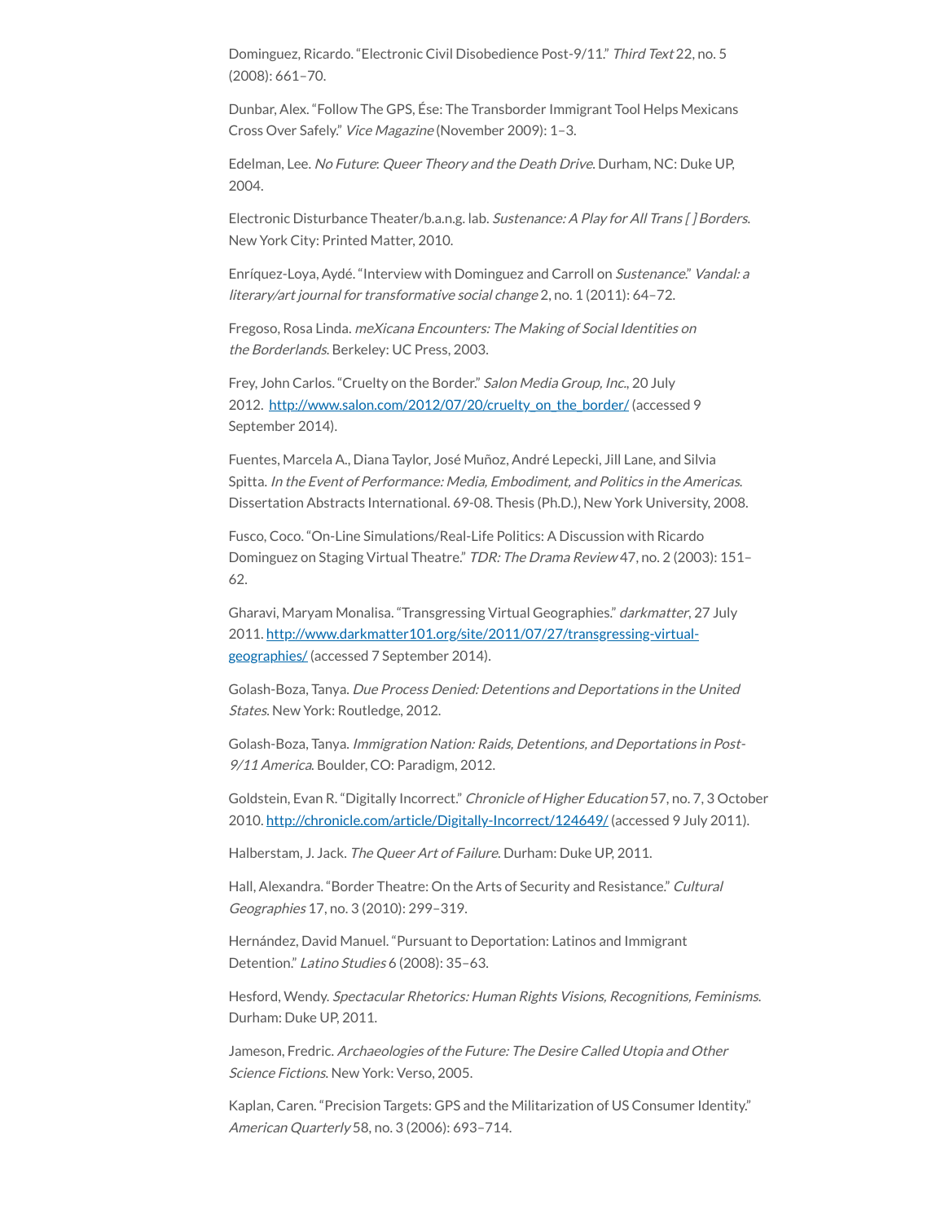Dominguez, Ricardo. “Electronic Civil Disobedience Post-9/11.” *Third Text* 22, no. 5 (2008): 661–70.

Dunbar, Alex. “Follow The GPS, Ése: The Transborder Immigrant Tool Helps Mexicans Cross Over Safely.” *Vice Magazine* (November 2009): 1–3.

Edelman, Lee. *No Future: Queer Theory and the Death Drive*. Durham, NC: Duke UP, 2004.

Electronic Disturbance Theater/b.a.n.g. lab. *Sustenance: A Play for All Trans [ ] Borders*. New York City: Printed Matter, 2010.

Enríquez-Loya, Aydé. “Interview with Dominguez and Carroll on *Sustenance*.” *Vandal: a literary/art journal for transformative social change* 2, no. 1 (2011): 64–72.

Fregoso, Rosa Linda. *meXicana Encounters: The Making of Social Identities on the Borderlands*. Berkeley: UC Press, 2003.

Frey, John Carlos. “Cruelty on the Border.” *Salon Media Group, Inc.*, 20 July 2012. [http://www.salon.com/2012/07/20/cruelty_on_the_border/](http://www.salon.com/2012/07/20/cruelty_on_the_border/) (accessed 9 September 2014).

Fuentes, Marcela A., Diana Taylor, José Muñoz, André Lepecki, Jill Lane, and Silvia Spitta. *In the Event of Performance: Media, Embodiment, and Politics in the Americas*. Dissertation Abstracts International. 69-08. Thesis (Ph.D.), New York University, 2008.

Fusco, Coco. “On-Line Simulations/Real-Life Politics: A Discussion with Ricardo Dominguez on Staging Virtual Theatre.” *TDR: The Drama Review* 47, no. 2 (2003): 151–62.

Gharavi, Maryam Monalisa. “Transgressing Virtual Geographies.” *darkmatter*, 27 July 2011. [http://www.darkmatter101.org/site/2011/07/27/transgressing-virtual-geographies/](http://www.darkmatter101.org/site/2011/07/27/transgressing-virtual-geographies/) (accessed 7 September 2014).

Golash-Boza, Tanya. *Due Process Denied: Detentions and Deportations in the United States*. New York: Routledge, 2012.

Golash-Boza, Tanya. *Immigration Nation: Raids, Detentions, and Deportations in Post-9/11 America*. Boulder, CO: Paradigm, 2012.

Goldstein, Evan R. “Digitally Incorrect.” *Chronicle of Higher Education* 57, no. 7, 3 October 2010. [http://chronicle.com/article/Digitally-Incorrect/124649/](http://chronicle.com/article/Digitally-Incorrect/124649/) (accessed 9 July 2011).

Halberstam, J. Jack. *The Queer Art of Failure*. Durham: Duke UP, 2011.

Hall, Alexandra. “Border Theatre: On the Arts of Security and Resistance.” *Cultural Geographies* 17, no. 3 (2010): 299–319.

Hernández, David Manuel. “Pursuant to Deportation: Latinos and Immigrant Detention.” *Latino Studies* 6 (2008): 35–63.

Hesford, Wendy. *Spectacular Rhetorics: Human Rights Visions, Recognitions, Feminisms*. Durham: Duke UP, 2011.

Jameson, Fredric. *Archaeologies of the Future: The Desire Called Utopia and Other Science Fictions*. New York: Verso, 2005.

Kaplan, Caren. “Precision Targets: GPS and the Militarization of US Consumer Identity.” *American Quarterly* 58, no. 3 (2006): 693–714.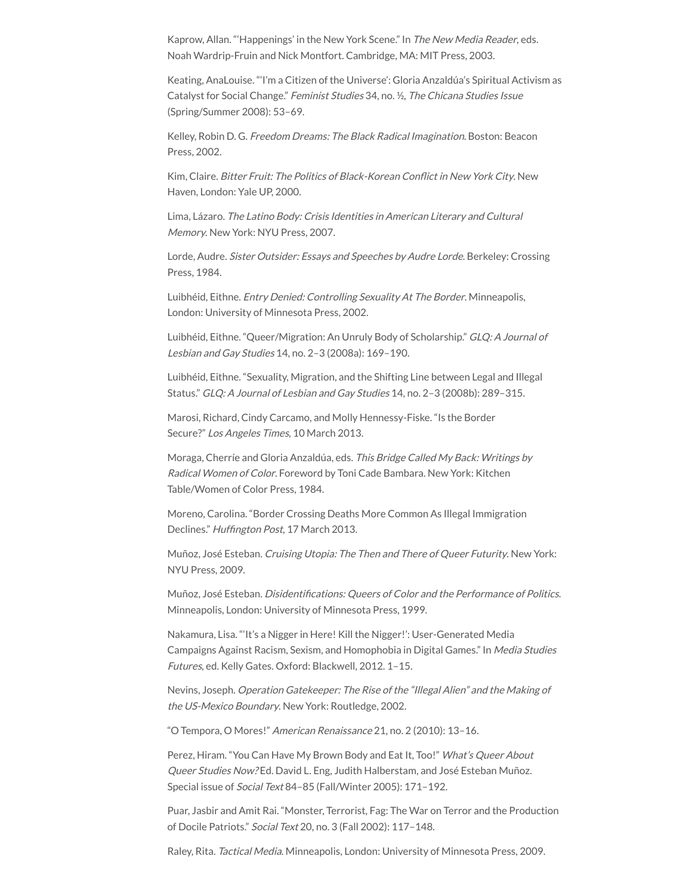Kaprow, Allan. "'Happenings' in the New York Scene." In *The New Media Reader*, eds. Noah Wardrip-Fruin and Nick Montfort. Cambridge, MA: MIT Press, 2003.

Keating, AnaLouise. "'I'm a Citizen of the Universe': Gloria Anzaldúa's Spiritual Activism as Catalyst for Social Change." *Feminist Studies* 34, no. ½, *The Chicana Studies Issue* (Spring/Summer 2008): 53–69.

Kelley, Robin D. G. *Freedom Dreams: The Black Radical Imagination*. Boston: Beacon Press, 2002.

Kim, Claire. *Bitter Fruit: The Politics of Black-Korean Conflict in New York City*. New Haven, London: Yale UP, 2000.

Lima, Lázaro. *The Latino Body: Crisis Identities in American Literary and Cultural Memory*. New York: NYU Press, 2007.

Lorde, Audre. *Sister Outsider: Essays and Speeches by Audre Lorde*. Berkeley: Crossing Press, 1984.

Luibhéid, Eithne. *Entry Denied: Controlling Sexuality At The Border*. Minneapolis, London: University of Minnesota Press, 2002.

Luibhéid, Eithne. "Queer/Migration: An Unruly Body of Scholarship." *GLQ: A Journal of Lesbian and Gay Studies* 14, no. 2–3 (2008a): 169–190.

Luibhéid, Eithne. "Sexuality, Migration, and the Shifting Line between Legal and Illegal Status." *GLQ: A Journal of Lesbian and Gay Studies* 14, no. 2–3 (2008b): 289–315.

Marosi, Richard, Cindy Carcamo, and Molly Hennessy-Fiske. "Is the Border Secure?" *Los Angeles Times*, 10 March 2013.

Moraga, Cherríe and Gloria Anzaldúa, eds. *This Bridge Called My Back: Writings by Radical Women of Color*. Foreword by Toni Cade Bambara. New York: Kitchen Table/Women of Color Press, 1984.

Moreno, Carolina. "Border Crossing Deaths More Common As Illegal Immigration Declines." *Huffington Post*, 17 March 2013.

Muñoz, José Esteban. *Cruising Utopia: The Then and There of Queer Futurity*. New York: NYU Press, 2009.

Muñoz, José Esteban. *Disidentifications: Queers of Color and the Performance of Politics*. Minneapolis, London: University of Minnesota Press, 1999.

Nakamura, Lisa. "'It's a Nigger in Here! Kill the Nigger!': User-Generated Media Campaigns Against Racism, Sexism, and Homophobia in Digital Games." In *Media Studies Futures*, ed. Kelly Gates. Oxford: Blackwell, 2012. 1–15.

Nevins, Joseph. *Operation Gatekeeper: The Rise of the "Illegal Alien" and the Making of the US-Mexico Boundary*. New York: Routledge, 2002.

"O Tempora, O Mores!" *American Renaissance* 21, no. 2 (2010): 13–16.

Perez, Hiram. "You Can Have My Brown Body and Eat It, Too!" *What's Queer About Queer Studies Now?* Ed. David L. Eng, Judith Halberstam, and José Esteban Muñoz. Special issue of *Social Text* 84–85 (Fall/Winter 2005): 171–192.

Puar, Jasbir and Amit Rai. "Monster, Terrorist, Fag: The War on Terror and the Production of Docile Patriots." *Social Text* 20, no. 3 (Fall 2002): 117–148.

Raley, Rita. *Tactical Media*. Minneapolis, London: University of Minnesota Press, 2009.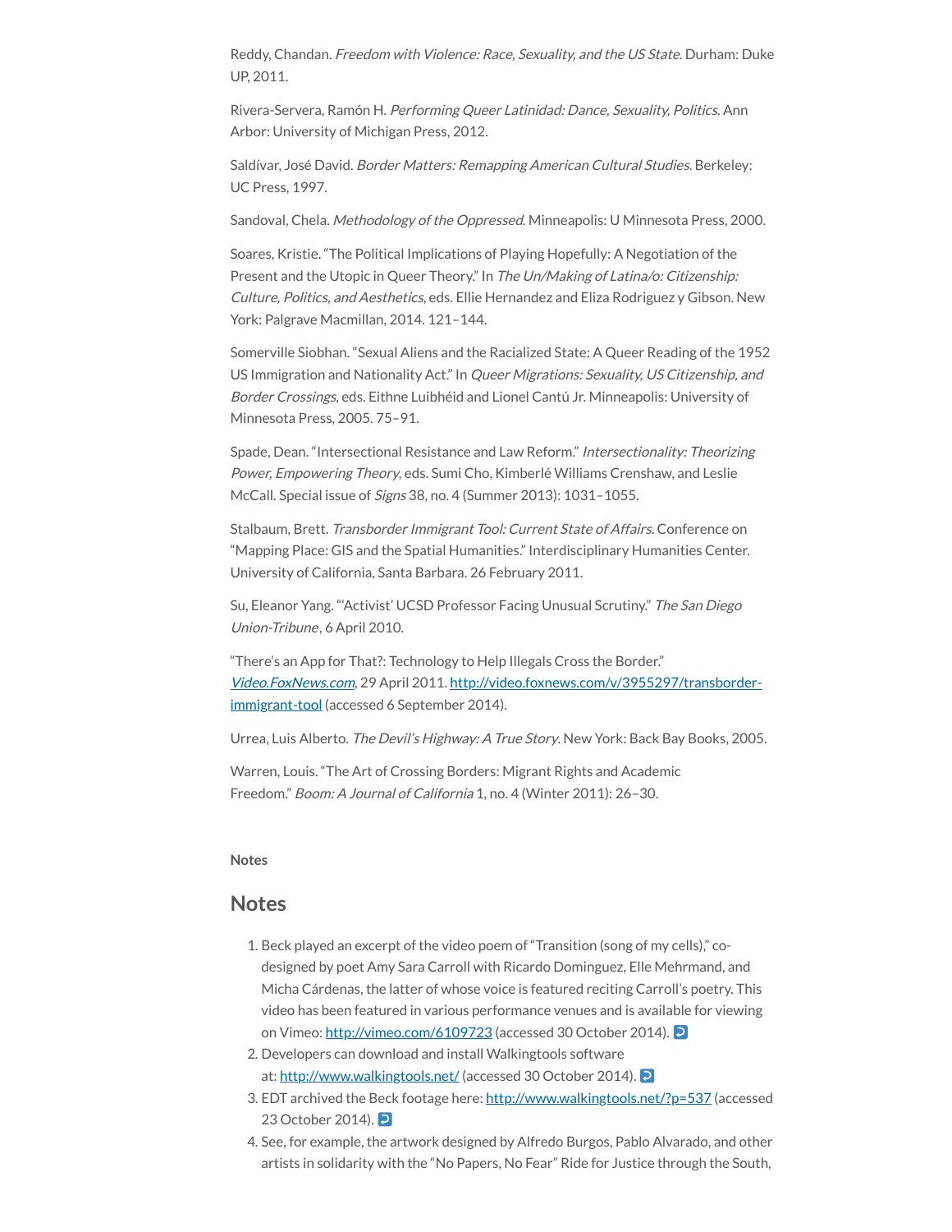Reddy, Chandan. *Freedom with Violence: Race, Sexuality, and the US State*. Durham: Duke UP, 2011.

Rivera-Servera, Ramón H. *Performing Queer Latinidad: Dance, Sexuality, Politics*. Ann Arbor: University of Michigan Press, 2012.

Saldívar, José David. *Border Matters: Remapping American Cultural Studies*. Berkeley: UC Press, 1997.

Sandoval, Chela. *Methodology of the Oppressed*. Minneapolis: U Minnesota Press, 2000.

Soares, Kristie. "The Political Implications of Playing Hopefully: A Negotiation of the Present and the Utopic in Queer Theory." In *The Un/Making of Latina/o: Citizenship: Culture, Politics, and Aesthetics*, eds. Ellie Hernandez and Eliza Rodriguez y Gibson. New York: Palgrave Macmillan, 2014. 121–144.

Somerville Siobhan. "Sexual Aliens and the Racialized State: A Queer Reading of the 1952 US Immigration and Nationality Act." In *Queer Migrations: Sexuality, US Citizenship, and Border Crossings*, eds. Eithne Luibhéid and Lionel Cantú Jr. Minneapolis: University of Minnesota Press, 2005. 75–91.

Spade, Dean. "Intersectional Resistance and Law Reform." *Intersectionality: Theorizing Power, Empowering Theory*, eds. Sumi Cho, Kimberlé Williams Crenshaw, and Leslie McCall. Special issue of *Signs* 38, no. 4 (Summer 2013): 1031–1055.

Stalbaum, Brett. *Transborder Immigrant Tool: Current State of Affairs*. Conference on "Mapping Place: GIS and the Spatial Humanities." Interdisciplinary Humanities Center. University of California, Santa Barbara. 26 February 2011.

Su, Eleanor Yang. "'Activist' UCSD Professor Facing Unusual Scrutiny." *The San Diego Union-Tribune*, 6 April 2010.

"There's an App for That?: Technology to Help Illegals Cross the Border." *Video.FoxNews.com*, 29 April 2011. http://video.foxnews.com/v/3955297/transborder-immigrant-tool (accessed 6 September 2014).

Urrea, Luis Alberto. *The Devil's Highway: A True Story*. New York: Back Bay Books, 2005.

Warren, Louis. "The Art of Crossing Borders: Migrant Rights and Academic Freedom." *Boom: A Journal of California* 1, no. 4 (Winter 2011): 26–30.

**Notes**

## Notes

1. Beck played an excerpt of the video poem of "Transition (song of my cells)," co-designed by poet Amy Sara Carroll with Ricardo Dominguez, Elle Mehrmand, and Micha Cárdenas, the latter of whose voice is featured reciting Carroll's poetry. This video has been featured in various performance venues and is available for viewing on Vimeo: http://vimeo.com/6109723 (accessed 30 October 2014). ↩
2. Developers can download and install Walkingtools software at: http://www.walkingtools.net/ (accessed 30 October 2014). ↩
3. EDT archived the Beck footage here: http://www.walkingtools.net/?p=537 (accessed 23 October 2014). ↩
4. See, for example, the artwork designed by Alfredo Burgos, Pablo Alvarado, and other artists in solidarity with the "No Papers, No Fear" Ride for Justice through the South,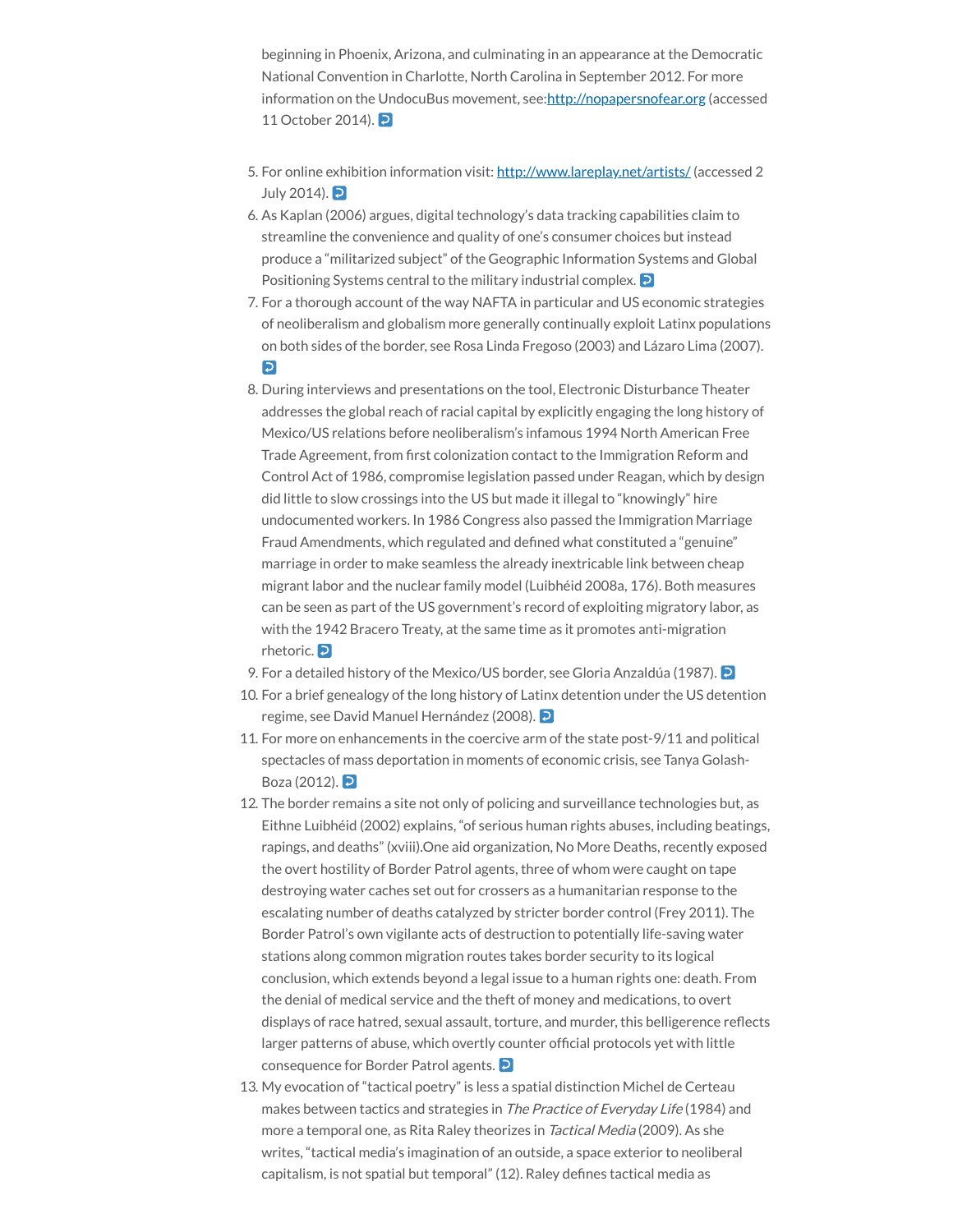beginning in Phoenix, Arizona, and culminating in an appearance at the Democratic National Convention in Charlotte, North Carolina in September 2012. For more information on the UndocuBus movement, see:[http://nopapersnofear.org](http://nopapersnofear.org) (accessed 11 October 2014). ↩

5. For online exhibition information visit: [http://www.lareplay.net/artists/](http://www.lareplay.net/artists/) (accessed 2 July 2014). ↩
6. As Kaplan (2006) argues, digital technology's data tracking capabilities claim to streamline the convenience and quality of one's consumer choices but instead produce a "militarized subject" of the Geographic Information Systems and Global Positioning Systems central to the military industrial complex. ↩
7. For a thorough account of the way NAFTA in particular and US economic strategies of neoliberalism and globalism more generally continually exploit Latinx populations on both sides of the border, see Rosa Linda Fregoso (2003) and Lázaro Lima (2007). ↩
8. During interviews and presentations on the tool, Electronic Disturbance Theater addresses the global reach of racial capital by explicitly engaging the long history of Mexico/US relations before neoliberalism's infamous 1994 North American Free Trade Agreement, from first colonization contact to the Immigration Reform and Control Act of 1986, compromise legislation passed under Reagan, which by design did little to slow crossings into the US but made it illegal to "knowingly" hire undocumented workers. In 1986 Congress also passed the Immigration Marriage Fraud Amendments, which regulated and defined what constituted a "genuine" marriage in order to make seamless the already inextricable link between cheap migrant labor and the nuclear family model (Luibhéid 2008a, 176). Both measures can be seen as part of the US government's record of exploiting migratory labor, as with the 1942 Bracero Treaty, at the same time as it promotes anti-migration rhetoric. ↩
9. For a detailed history of the Mexico/US border, see Gloria Anzaldúa (1987). ↩
10. For a brief genealogy of the long history of Latinx detention under the US detention regime, see David Manuel Hernández (2008). ↩
11. For more on enhancements in the coercive arm of the state post-9/11 and political spectacles of mass deportation in moments of economic crisis, see Tanya Golash-Boza (2012). ↩
12. The border remains a site not only of policing and surveillance technologies but, as Eithne Luibhéid (2002) explains, "of serious human rights abuses, including beatings, rapings, and deaths" (xviii).One aid organization, No More Deaths, recently exposed the overt hostility of Border Patrol agents, three of whom were caught on tape destroying water caches set out for crossers as a humanitarian response to the escalating number of deaths catalyzed by stricter border control (Frey 2011). The Border Patrol's own vigilante acts of destruction to potentially life-saving water stations along common migration routes takes border security to its logical conclusion, which extends beyond a legal issue to a human rights one: death. From the denial of medical service and the theft of money and medications, to overt displays of race hatred, sexual assault, torture, and murder, this belligerence reflects larger patterns of abuse, which overtly counter official protocols yet with little consequence for Border Patrol agents. ↩
13. My evocation of "tactical poetry" is less a spatial distinction Michel de Certeau makes between tactics and strategies in *The Practice of Everyday Life* (1984) and more a temporal one, as Rita Raley theorizes in *Tactical Media* (2009). As she writes, "tactical media's imagination of an outside, a space exterior to neoliberal capitalism, is not spatial but temporal" (12). Raley defines tactical media as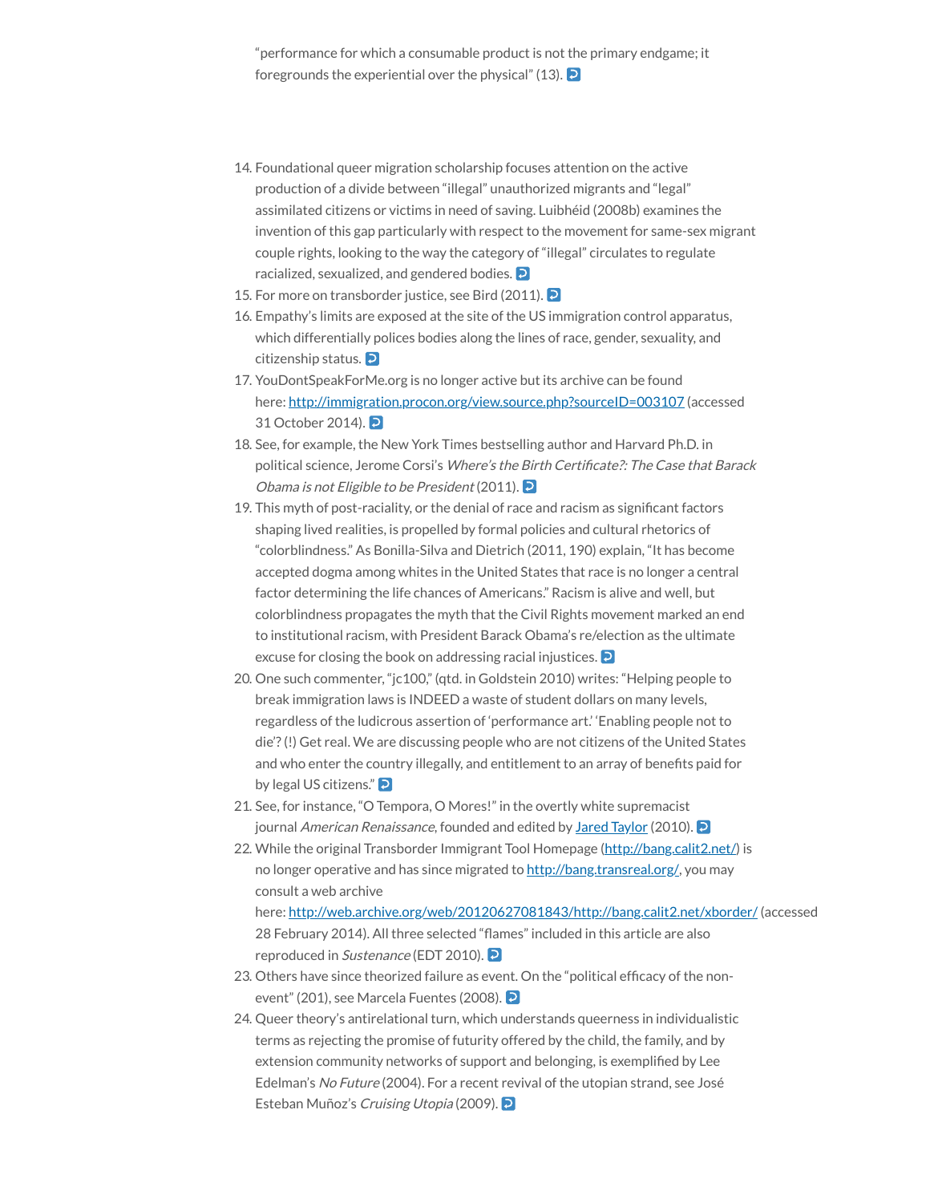"performance for which a consumable product is not the primary endgame; it foregrounds the experiential over the physical" (13). ↩

14. Foundational queer migration scholarship focuses attention on the active production of a divide between "illegal" unauthorized migrants and "legal" assimilated citizens or victims in need of saving. Luibhéid (2008b) examines the invention of this gap particularly with respect to the movement for same-sex migrant couple rights, looking to the way the category of "illegal" circulates to regulate racialized, sexualized, and gendered bodies. ↩
15. For more on transborder justice, see Bird (2011). ↩
16. Empathy's limits are exposed at the site of the US immigration control apparatus, which differentially polices bodies along the lines of race, gender, sexuality, and citizenship status. ↩
17. YouDontSpeakForMe.org is no longer active but its archive can be found here: [http://immigration.procon.org/view.source.php?sourceID=003107](http://immigration.procon.org/view.source.php?sourceID=003107) (accessed 31 October 2014). ↩
18. See, for example, the New York Times bestselling author and Harvard Ph.D. in political science, Jerome Corsi's *Where's the Birth Certificate?: The Case that Barack Obama is not Eligible to be President* (2011). ↩
19. This myth of post-raciality, or the denial of race and racism as significant factors shaping lived realities, is propelled by formal policies and cultural rhetorics of "colorblindness." As Bonilla-Silva and Dietrich (2011, 190) explain, "It has become accepted dogma among whites in the United States that race is no longer a central factor determining the life chances of Americans." Racism is alive and well, but colorblindness propagates the myth that the Civil Rights movement marked an end to institutional racism, with President Barack Obama's re/election as the ultimate excuse for closing the book on addressing racial injustices. ↩
20. One such commenter, "jc100," (qtd. in Goldstein 2010) writes: "Helping people to break immigration laws is INDEED a waste of student dollars on many levels, regardless of the ludicrous assertion of 'performance art.' 'Enabling people not to die'? (!) Get real. We are discussing people who are not citizens of the United States and who enter the country illegally, and entitlement to an array of benefits paid for by legal US citizens." ↩
21. See, for instance, "O Tempora, O Mores!" in the overtly white supremacist journal *American Renaissance*, founded and edited by Jared Taylor (2010). ↩
22. While the original Transborder Immigrant Tool Homepage ([http://bang.calit2.net/](http://bang.calit2.net/)) is no longer operative and has since migrated to [http://bang.transreal.org/](http://bang.transreal.org/), you may consult a web archive here: [http://web.archive.org/web/20120627081843/http://bang.calit2.net/xborder/](http://web.archive.org/web/20120627081843/http://bang.calit2.net/xborder/) (accessed 28 February 2014). All three selected "flames" included in this article are also reproduced in *Sustenance* (EDT 2010). ↩
23. Others have since theorized failure as event. On the "political efficacy of the non-event" (201), see Marcela Fuentes (2008). ↩
24. Queer theory's antirelational turn, which understands queerness in individualistic terms as rejecting the promise of futurity offered by the child, the family, and by extension community networks of support and belonging, is exemplified by Lee Edelman's *No Future* (2004). For a recent revival of the utopian strand, see José Esteban Muñoz's *Cruising Utopia* (2009). ↩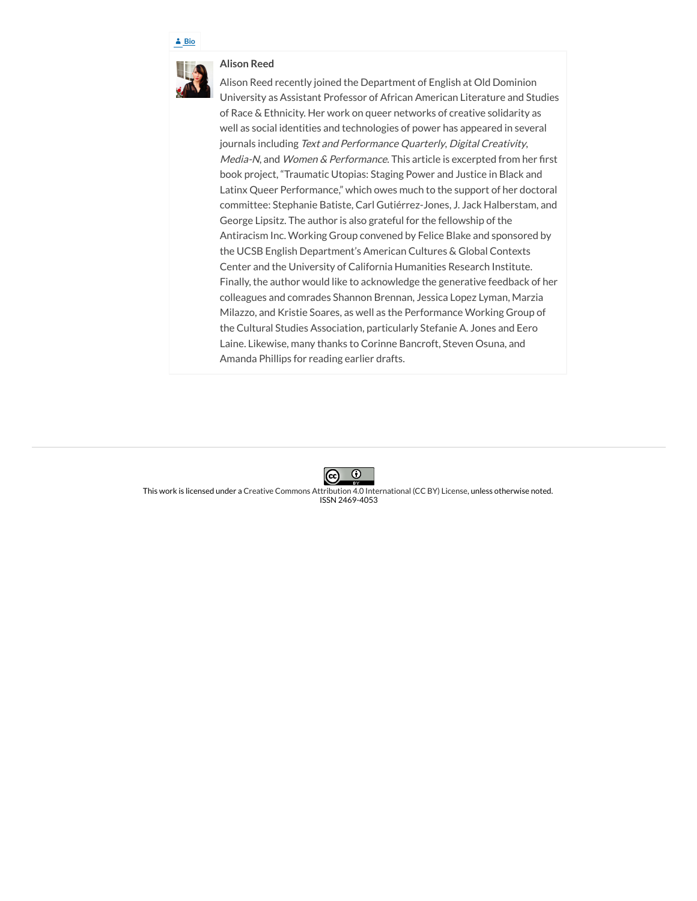Bio

### Alison Reed

Alison Reed recently joined the Department of English at Old Dominion University as Assistant Professor of African American Literature and Studies of Race & Ethnicity. Her work on queer networks of creative solidarity as well as social identities and technologies of power has appeared in several journals including *Text and Performance Quarterly*, *Digital Creativity*, *Media-N*, and *Women & Performance*. This article is excerpted from her first book project, "Traumatic Utopias: Staging Power and Justice in Black and Latinx Queer Performance," which owes much to the support of her doctoral committee: Stephanie Batiste, Carl Gutiérrez-Jones, J. Jack Halberstam, and George Lipsitz. The author is also grateful for the fellowship of the Antiracism Inc. Working Group convened by Felice Blake and sponsored by the UCSB English Department's American Cultures & Global Contexts Center and the University of California Humanities Research Institute. Finally, the author would like to acknowledge the generative feedback of her colleagues and comrades Shannon Brennan, Jessica Lopez Lyman, Marzia Milazzo, and Kristie Soares, as well as the Performance Working Group of the Cultural Studies Association, particularly Stefanie A. Jones and Eero Laine. Likewise, many thanks to Corinne Bancroft, Steven Osuna, and Amanda Phillips for reading earlier drafts.

---

This work is licensed under a Creative Commons Attribution 4.0 International (CC BY) License, unless otherwise noted.
ISSN 2469-4053